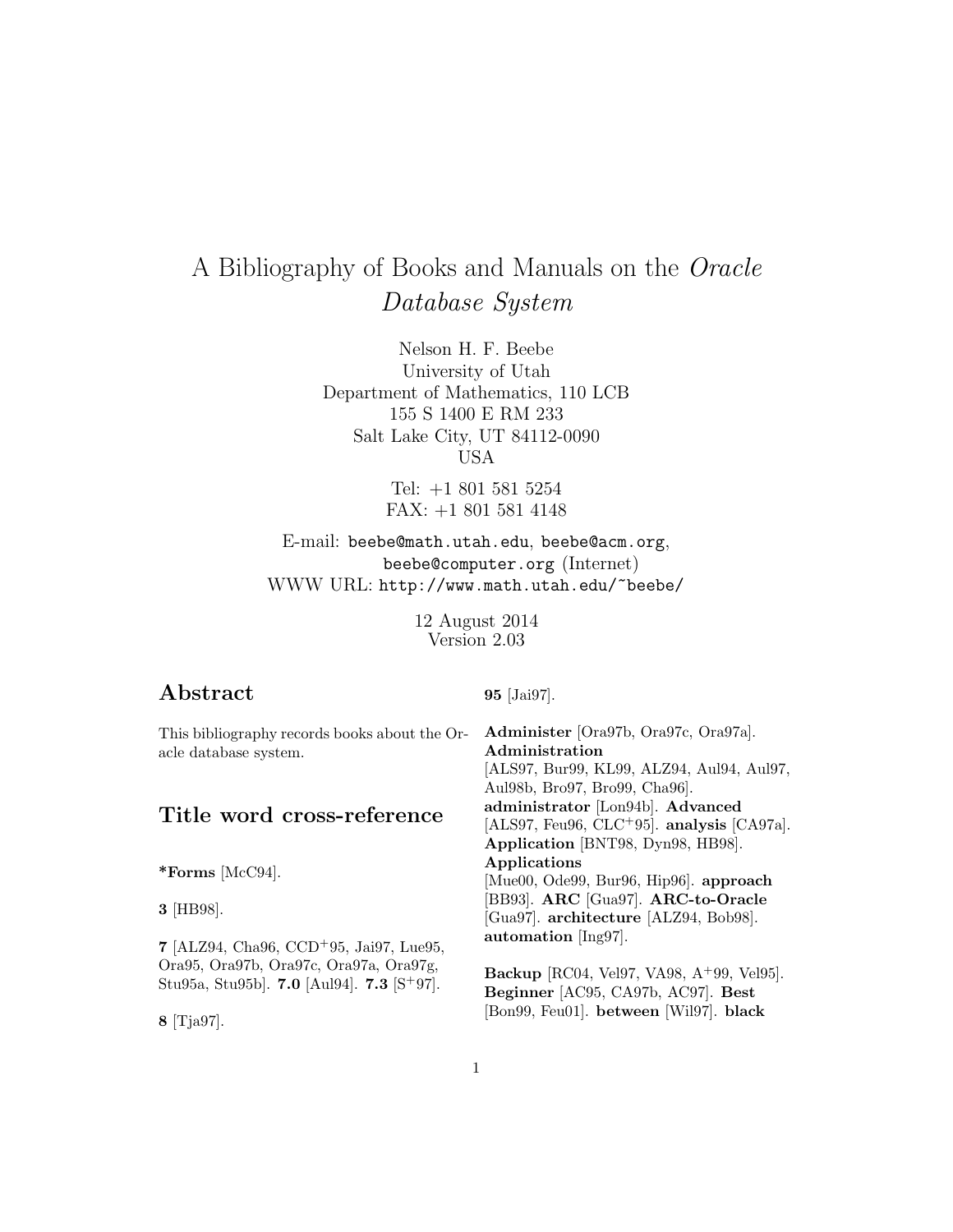# A Bibliography of Books and Manuals on the *Oracle Database System*

Nelson H. F. Beebe
University of Utah
Department of Mathematics, 110 LCB
155 S 1400 E RM 233
Salt Lake City, UT 84112-0090
USA

Tel: +1 801 581 5254
FAX: +1 801 581 4148

E-mail: beebe@math.utah.edu, beebe@acm.org, beebe@computer.org (Internet)
WWW URL: http://www.math.utah.edu/~beebe/

12 August 2014
Version 2.03

## Abstract

This bibliography records books about the Oracle database system.

## Title word cross-reference

**\*Forms** [McC94].

**3** [HB98].

**7** [ALZ94, Cha96, CCD+95, Jai97, Lue95, Ora95, Ora97b, Ora97c, Ora97a, Ora97g, Stu95a, Stu95b]. **7.0** [Aul94]. **7.3** [S+97].

**8** [Tja97].

**95** [Jai97].

**Administer** [Ora97b, Ora97c, Ora97a]. **Administration** [ALS97, Bur99, KL99, ALZ94, Aul94, Aul97, Aul98b, Bro97, Bro99, Cha96]. **administrator** [Lon94b]. **Advanced** [ALS97, Feu96, CLC+95]. **analysis** [CA97a]. **Application** [BNT98, Dyn98, HB98]. **Applications** [Mue00, Ode99, Bur96, Hip96]. **approach** [BB93]. **ARC** [Gua97]. **ARC-to-Oracle** [Gua97]. **architecture** [ALZ94, Bob98]. **automation** [Ing97].

**Backup** [RC04, Vel97, VA98, A+99, Vel95]. **Beginner** [AC95, CA97b, AC97]. **Best** [Bon99, Feu01]. **between** [Wil97]. **black**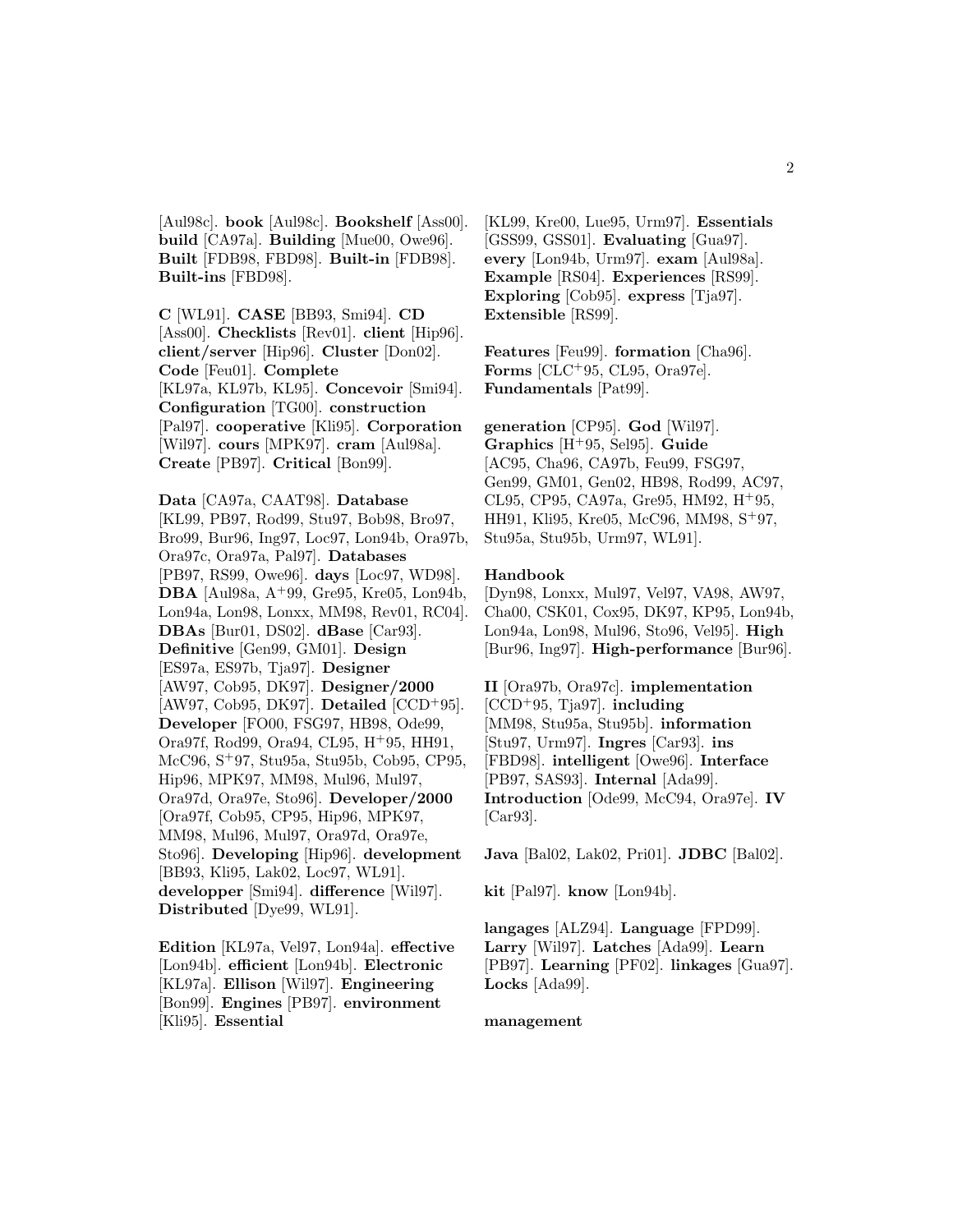[Aul98c]. **book** [Aul98c]. **Bookshelf** [Ass00]. **build** [CA97a]. **Building** [Mue00, Owe96]. **Built** [FDB98, FBD98]. **Built-in** [FDB98]. **Built-ins** [FBD98].

**C** [WL91]. **CASE** [BB93, Smi94]. **CD** [Ass00]. **Checklists** [Rev01]. **client** [Hip96]. **client/server** [Hip96]. **Cluster** [Don02]. **Code** [Feu01]. **Complete** [KL97a, KL97b, KL95]. **Concevoir** [Smi94]. **Configuration** [TG00]. **construction** [Pal97]. **cooperative** [Kli95]. **Corporation** [Wil97]. **cours** [MPK97]. **cram** [Aul98a]. **Create** [PB97]. **Critical** [Bon99].

**Data** [CA97a, CAAT98]. **Database** [KL99, PB97, Rod99, Stu97, Bob98, Bro97, Bro99, Bur96, Ing97, Loc97, Lon94b, Ora97b, Ora97c, Ora97a, Pal97]. **Databases** [PB97, RS99, Owe96]. **days** [Loc97, WD98]. **DBA** [Aul98a, A+99, Gre95, Kre05, Lon94b, Lon94a, Lon98, Lonxx, MM98, Rev01, RC04]. **DBAs** [Bur01, DS02]. **dBase** [Car93]. **Definitive** [Gen99, GM01]. **Design** [ES97a, ES97b, Tja97]. **Designer** [AW97, Cob95, DK97]. **Designer/2000** [AW97, Cob95, DK97]. **Detailed** [CCD+95]. **Developer** [FO00, FSG97, HB98, Ode99, Ora97f, Rod99, Ora94, CL95, H+95, HH91, McC96, S+97, Stu95a, Stu95b, Cob95, CP95, Hip96, MPK97, MM98, Mul96, Mul97, Ora97d, Ora97e, Sto96]. **Developer/2000** [Ora97f, Cob95, CP95, Hip96, MPK97, MM98, Mul96, Mul97, Ora97d, Ora97e, Sto96]. **Developing** [Hip96]. **development** [BB93, Kli95, Lak02, Loc97, WL91]. **developper** [Smi94]. **difference** [Wil97]. **Distributed** [Dye99, WL91].

**Edition** [KL97a, Vel97, Lon94a]. **effective** [Lon94b]. **efficient** [Lon94b]. **Electronic** [KL97a]. **Ellison** [Wil97]. **Engineering** [Bon99]. **Engines** [PB97]. **environment** [Kli95]. **Essential** [KL99, Kre00, Lue95, Urm97]. **Essentials** [GSS99, GSS01]. **Evaluating** [Gua97]. **every** [Lon94b, Urm97]. **exam** [Aul98a]. **Example** [RS04]. **Experiences** [RS99]. **Exploring** [Cob95]. **express** [Tja97]. **Extensible** [RS99].

**Features** [Feu99]. **formation** [Cha96]. **Forms** [CLC+95, CL95, Ora97e]. **Fundamentals** [Pat99].

**generation** [CP95]. **God** [Wil97]. **Graphics** [H+95, Sel95]. **Guide** [AC95, Cha96, CA97b, Feu99, FSG97, Gen99, GM01, Gen02, HB98, Rod99, AC97, CL95, CP95, CA97a, Gre95, HM92, H+95, HH91, Kli95, Kre05, McC96, MM98, S+97, Stu95a, Stu95b, Urm97, WL91].

**Handbook** [Dyn98, Lonxx, Mul97, Vel97, VA98, AW97, Cha00, CSK01, Cox95, DK97, KP95, Lon94b, Lon94a, Lon98, Mul96, Sto96, Vel95]. **High** [Bur96, Ing97]. **High-performance** [Bur96].

**II** [Ora97b, Ora97c]. **implementation** [CCD+95, Tja97]. **including** [MM98, Stu95a, Stu95b]. **information** [Stu97, Urm97]. **Ingres** [Car93]. **ins** [FBD98]. **intelligent** [Owe96]. **Interface** [PB97, SAS93]. **Internal** [Ada99]. **Introduction** [Ode99, McC94, Ora97e]. **IV** [Car93].

**Java** [Bal02, Lak02, Pri01]. **JDBC** [Bal02].

**kit** [Pal97]. **know** [Lon94b].

**langages** [ALZ94]. **Language** [FPD99]. **Larry** [Wil97]. **Latches** [Ada99]. **Learn** [PB97]. **Learning** [PF02]. **linkages** [Gua97]. **Locks** [Ada99].

**management**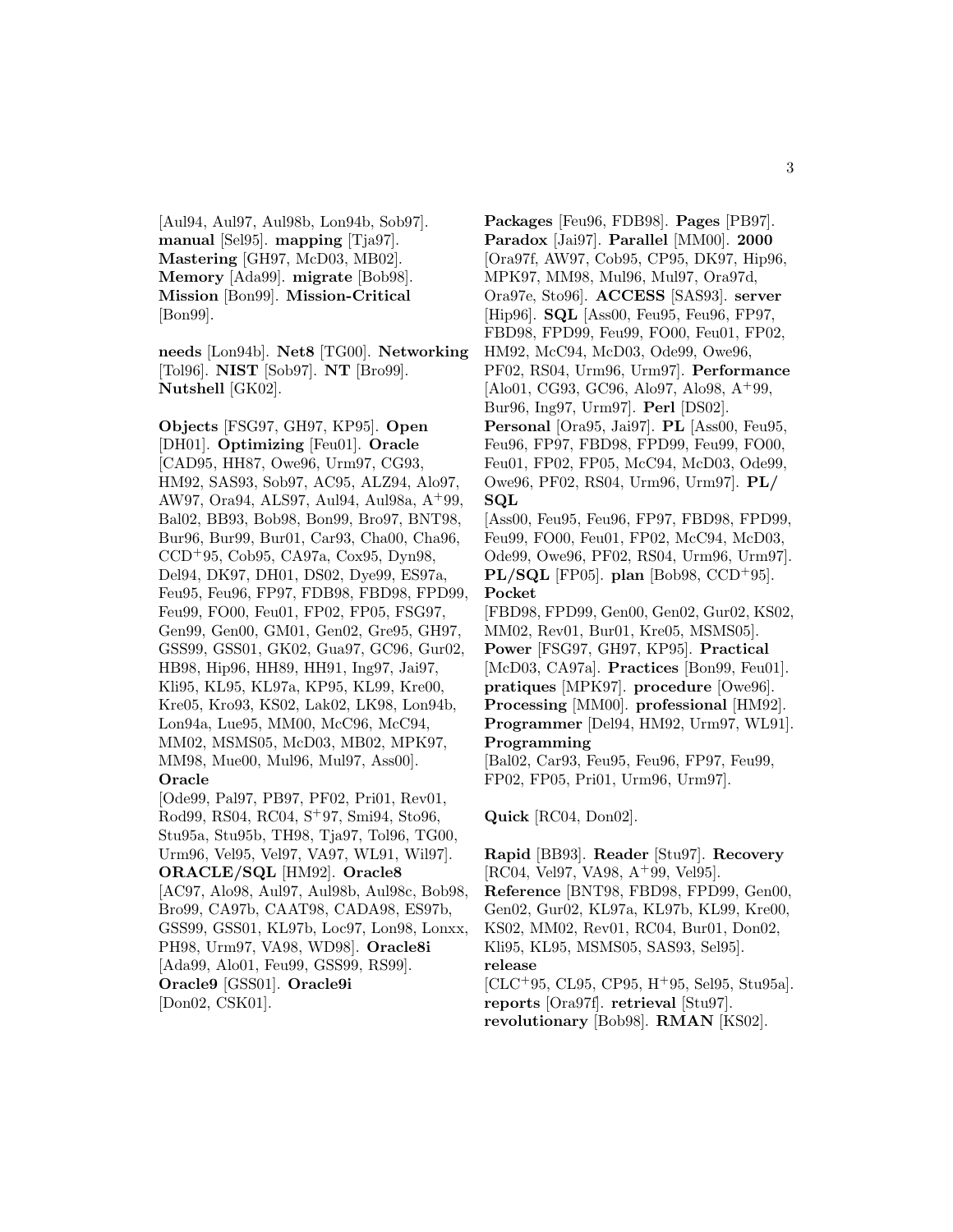[Aul94, Aul97, Aul98b, Lon94b, Sob97]. **manual** [Sel95]. **mapping** [Tja97]. **Mastering** [GH97, McD03, MB02]. **Memory** [Ada99]. **migrate** [Bob98]. **Mission** [Bon99]. **Mission-Critical** [Bon99].

**needs** [Lon94b]. **Net8** [TG00]. **Networking** [Tol96]. **NIST** [Sob97]. **NT** [Bro99]. **Nutshell** [GK02].

**Objects** [FSG97, GH97, KP95]. **Open** [DH01]. **Optimizing** [Feu01]. **Oracle** [CAD95, HH87, Owe96, Urm97, CG93, HM92, SAS93, Sob97, AC95, ALZ94, Alo97, AW97, Ora94, ALS97, Aul94, Aul98a, A+99, Bal02, BB93, Bob98, Bon99, Bro97, BNT98, Bur96, Bur99, Bur01, Car93, Cha00, Cha96, CCD+95, Cob95, CA97a, Cox95, Dyn98, Del94, DK97, DH01, DS02, Dye99, ES97a, Feu95, Feu96, FP97, FDB98, FBD98, FPD99, Feu99, FO00, Feu01, FP02, FP05, FSG97, Gen99, Gen00, GM01, Gen02, Gre95, GH97, GSS99, GSS01, GK02, Gua97, GC96, Gur02, HB98, Hip96, HH89, HH91, Ing97, Jai97, Kli95, KL95, KL97a, KP95, KL99, Kre00, Kre05, Kro93, KS02, Lak02, LK98, Lon94b, Lon94a, Lue95, MM00, McC96, McC94, MM02, MSMS05, McD03, MB02, MPK97, MM98, Mue00, Mul96, Mul97, Ass00]. **Oracle** [Ode99, Pal97, PB97, PF02, Pri01, Rev01, Rod99, RS04, RC04, S+97, Smi94, Sto96, Stu95a, Stu95b, TH98, Tja97, Tol96, TG00, Urm96, Vel95, Vel97, VA97, WL91, Wil97]. **ORACLE/SQL** [HM92]. **Oracle8** [AC97, Alo98, Aul97, Aul98b, Aul98c, Bob98, Bro99, CA97b, CAAT98, CADA98, ES97b, GSS99, GSS01, KL97b, Loc97, Lon98, Lonxx, PH98, Urm97, VA98, WD98]. **Oracle8i** [Ada99, Alo01, Feu99, GSS99, RS99]. **Oracle9** [GSS01]. **Oracle9i** [Don02, CSK01].

**Packages** [Feu96, FDB98]. **Pages** [PB97]. **Paradox** [Jai97]. **Parallel** [MM00]. **2000** [Ora97f, AW97, Cob95, CP95, DK97, Hip96, MPK97, MM98, Mul96, Mul97, Ora97d, Ora97e, Sto96]. **ACCESS** [SAS93]. **server** [Hip96]. **SQL** [Ass00, Feu95, Feu96, FP97, FBD98, FPD99, Feu99, FO00, Feu01, FP02, HM92, McC94, McD03, Ode99, Owe96, PF02, RS04, Urm96, Urm97]. **Performance** [Alo01, CG93, GC96, Alo97, Alo98, A+99, Bur96, Ing97, Urm97]. **Perl** [DS02]. **Personal** [Ora95, Jai97]. **PL** [Ass00, Feu95, Feu96, FP97, FBD98, FPD99, Feu99, FO00, Feu01, FP02, FP05, McC94, McD03, Ode99, Owe96, PF02, RS04, Urm96, Urm97]. **PL/ SQL** [Ass00, Feu95, Feu96, FP97, FBD98, FPD99, Feu99, FO00, Feu01, FP02, McC94, McD03, Ode99, Owe96, PF02, RS04, Urm96, Urm97]. **PL/SQL** [FP05]. **plan** [Bob98, CCD+95]. **Pocket** [FBD98, FPD99, Gen00, Gen02, Gur02, KS02, MM02, Rev01, Bur01, Kre05, MSMS05]. **Power** [FSG97, GH97, KP95]. **Practical** [McD03, CA97a]. **Practices** [Bon99, Feu01]. **pratiques** [MPK97]. **procedure** [Owe96]. **Processing** [MM00]. **professional** [HM92]. **Programmer** [Del94, HM92, Urm97, WL91]. **Programming** [Bal02, Car93, Feu95, Feu96, FP97, Feu99, FP02, FP05, Pri01, Urm96, Urm97].

**Quick** [RC04, Don02].

**Rapid** [BB93]. **Reader** [Stu97]. **Recovery** [RC04, Vel97, VA98, A+99, Vel95]. **Reference** [BNT98, FBD98, FPD99, Gen00, Gen02, Gur02, KL97a, KL97b, KL99, Kre00, KS02, MM02, Rev01, RC04, Bur01, Don02, Kli95, KL95, MSMS05, SAS93, Sel95]. **release** [CLC+95, CL95, CP95, H+95, Sel95, Stu95a]. **reports** [Ora97f]. **retrieval** [Stu97]. **revolutionary** [Bob98]. **RMAN** [KS02].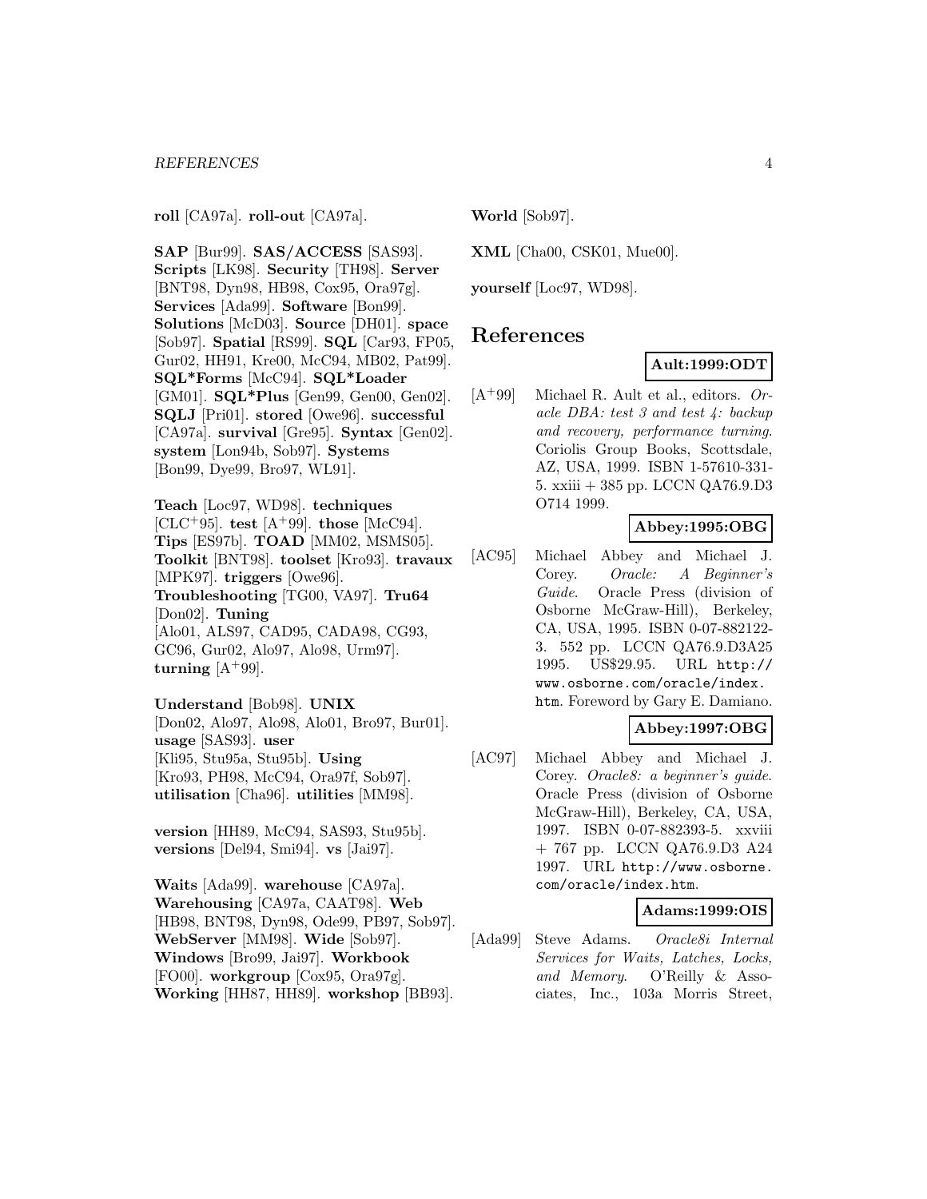**roll** [CA97a]. **roll-out** [CA97a].

**SAP** [Bur99]. **SAS/ACCESS** [SAS93]. **Scripts** [LK98]. **Security** [TH98]. **Server** [BNT98, Dyn98, HB98, Cox95, Ora97g]. **Services** [Ada99]. **Software** [Bon99]. **Solutions** [McD03]. **Source** [DH01]. **space** [Sob97]. **Spatial** [RS99]. **SQL** [Car93, FP05, Gur02, HH91, Kre00, McC94, MB02, Pat99]. **SQL*Forms** [McC94]. **SQL*Loader** [GM01]. **SQL*Plus** [Gen99, Gen00, Gen02]. **SQLJ** [Pri01]. **stored** [Owe96]. **successful** [CA97a]. **survival** [Gre95]. **Syntax** [Gen02]. **system** [Lon94b, Sob97]. **Systems** [Bon99, Dye99, Bro97, WL91].

**Teach** [Loc97, WD98]. **techniques** [CLC+95]. **test** [A+99]. **those** [McC94]. **Tips** [ES97b]. **TOAD** [MM02, MSMS05]. **Toolkit** [BNT98]. **toolset** [Kro93]. **travaux** [MPK97]. **triggers** [Owe96]. **Troubleshooting** [TG00, VA97]. **Tru64** [Don02]. **Tuning** [Alo01, ALS97, CAD95, CADA98, CG93, GC96, Gur02, Alo97, Alo98, Urm97]. **turning** [A+99].

**Understand** [Bob98]. **UNIX** [Don02, Alo97, Alo98, Alo01, Bro97, Bur01]. **usage** [SAS93]. **user** [Kli95, Stu95a, Stu95b]. **Using** [Kro93, PH98, McC94, Ora97f, Sob97]. **utilisation** [Cha96]. **utilities** [MM98].

**version** [HH89, McC94, SAS93, Stu95b]. **versions** [Del94, Smi94]. **vs** [Jai97].

**Waits** [Ada99]. **warehouse** [CA97a]. **Warehousing** [CA97a, CAAT98]. **Web** [HB98, BNT98, Dyn98, Ode99, PB97, Sob97]. **WebServer** [MM98]. **Wide** [Sob97]. **Windows** [Bro99, Jai97]. **Workbook** [FO00]. **workgroup** [Cox95, Ora97g]. **Working** [HH87, HH89]. **workshop** [BB93].

**World** [Sob97].

**XML** [Cha00, CSK01, Mue00].

**yourself** [Loc97, WD98].

# References

**Ault:1999:ODT**

[A+99] Michael R. Ault et al., editors. *Oracle DBA: test 3 and test 4: backup and recovery, performance turning*. Coriolis Group Books, Scottsdale, AZ, USA, 1999. ISBN 1-57610-331-5. xxiii + 385 pp. LCCN QA76.9.D3 O714 1999.

**Abbey:1995:OBG**

[AC95] Michael Abbey and Michael J. Corey. *Oracle: A Beginner's Guide*. Oracle Press (division of Osborne McGraw-Hill), Berkeley, CA, USA, 1995. ISBN 0-07-882122-3. 552 pp. LCCN QA76.9.D3A25 1995. US$29.95. URL http://www.osborne.com/oracle/index.htm. Foreword by Gary E. Damiano.

**Abbey:1997:OBG**

[AC97] Michael Abbey and Michael J. Corey. *Oracle8: a beginner's guide*. Oracle Press (division of Osborne McGraw-Hill), Berkeley, CA, USA, 1997. ISBN 0-07-882393-5. xxviii + 767 pp. LCCN QA76.9.D3 A24 1997. URL http://www.osborne.com/oracle/index.htm.

**Adams:1999:OIS**

[Ada99] Steve Adams. *Oracle8i Internal Services for Waits, Latches, Locks, and Memory*. O'Reilly & Associates, Inc., 103a Morris Street,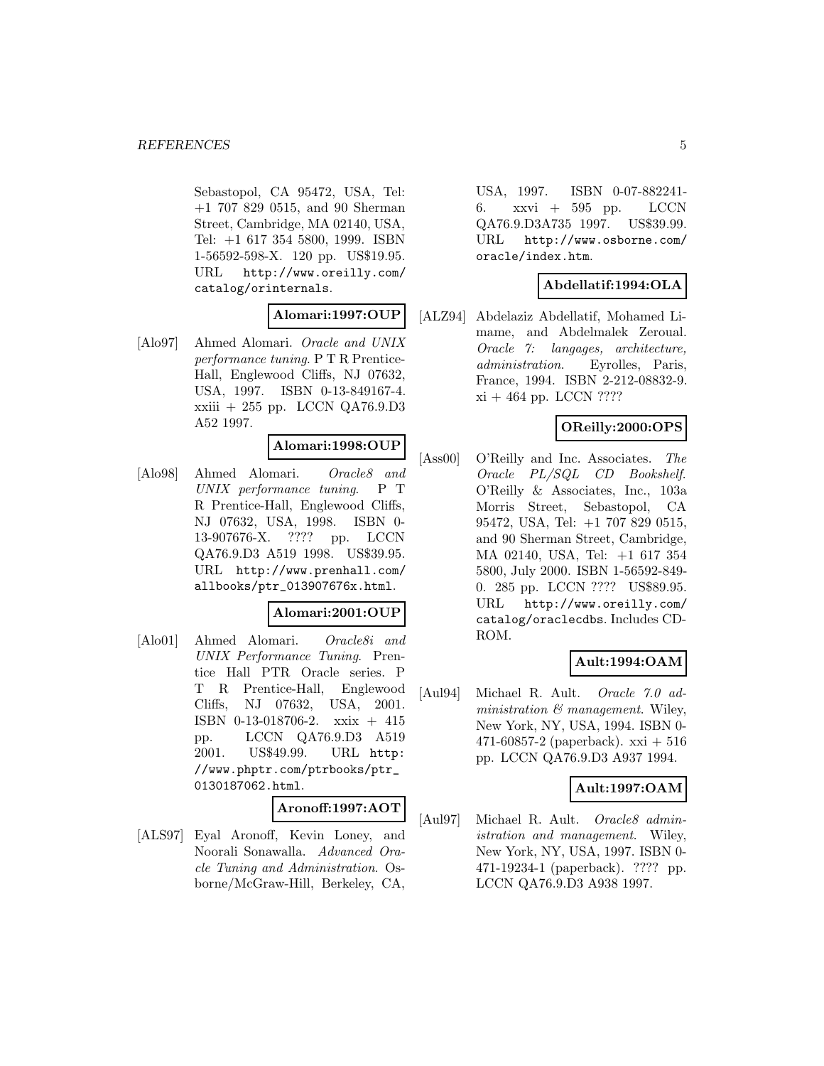Sebastopol, CA 95472, USA, Tel: +1 707 829 0515, and 90 Sherman Street, Cambridge, MA 02140, USA, Tel: +1 617 354 5800, 1999. ISBN 1-56592-598-X. 120 pp. US$19.95. URL http://www.oreilly.com/catalog/orinternals.

**Alomari:1997:OUP**

[Alo97] Ahmed Alomari. *Oracle and UNIX performance tuning*. P T R Prentice-Hall, Englewood Cliffs, NJ 07632, USA, 1997. ISBN 0-13-849167-4. xxiii + 255 pp. LCCN QA76.9.D3 A52 1997.

**Alomari:1998:OUP**

[Alo98] Ahmed Alomari. *Oracle8 and UNIX performance tuning*. P T R Prentice-Hall, Englewood Cliffs, NJ 07632, USA, 1998. ISBN 0-13-907676-X. ???? pp. LCCN QA76.9.D3 A519 1998. US$39.95. URL http://www.prenhall.com/allbooks/ptr_013907676x.html.

**Alomari:2001:OUP**

[Alo01] Ahmed Alomari. *Oracle8i and UNIX Performance Tuning*. Prentice Hall PTR Oracle series. P T R Prentice-Hall, Englewood Cliffs, NJ 07632, USA, 2001. ISBN 0-13-018706-2. xxix + 415 pp. LCCN QA76.9.D3 A519 2001. US$49.99. URL http://www.phptr.com/ptrbooks/ptr_0130187062.html.

**Aronoff:1997:AOT**

[ALS97] Eyal Aronoff, Kevin Loney, and Noorali Sonawalla. *Advanced Oracle Tuning and Administration*. Osborne/McGraw-Hill, Berkeley, CA, USA, 1997. ISBN 0-07-882241-6. xxvi + 595 pp. LCCN QA76.9.D3A735 1997. US$39.99. URL http://www.osborne.com/oracle/index.htm.

**Abdellatif:1994:OLA**

[ALZ94] Abdelaziz Abdellatif, Mohamed Limame, and Abdelmalek Zeroual. *Oracle 7: langages, architecture, administration*. Eyrolles, Paris, France, 1994. ISBN 2-212-08832-9. xi + 464 pp. LCCN ????

**OReilly:2000:OPS**

[Ass00] O'Reilly and Inc. Associates. *The Oracle PL/SQL CD Bookshelf*. O'Reilly & Associates, Inc., 103a Morris Street, Sebastopol, CA 95472, USA, Tel: +1 707 829 0515, and 90 Sherman Street, Cambridge, MA 02140, USA, Tel: +1 617 354 5800, July 2000. ISBN 1-56592-849-0. 285 pp. LCCN ???? US$89.95. URL http://www.oreilly.com/catalog/oraclecdbs. Includes CD-ROM.

**Ault:1994:OAM**

[Aul94] Michael R. Ault. *Oracle 7.0 administration & management*. Wiley, New York, NY, USA, 1994. ISBN 0-471-60857-2 (paperback). xxi + 516 pp. LCCN QA76.9.D3 A937 1994.

**Ault:1997:OAM**

[Aul97] Michael R. Ault. *Oracle8 administration and management*. Wiley, New York, NY, USA, 1997. ISBN 0-471-19234-1 (paperback). ???? pp. LCCN QA76.9.D3 A938 1997.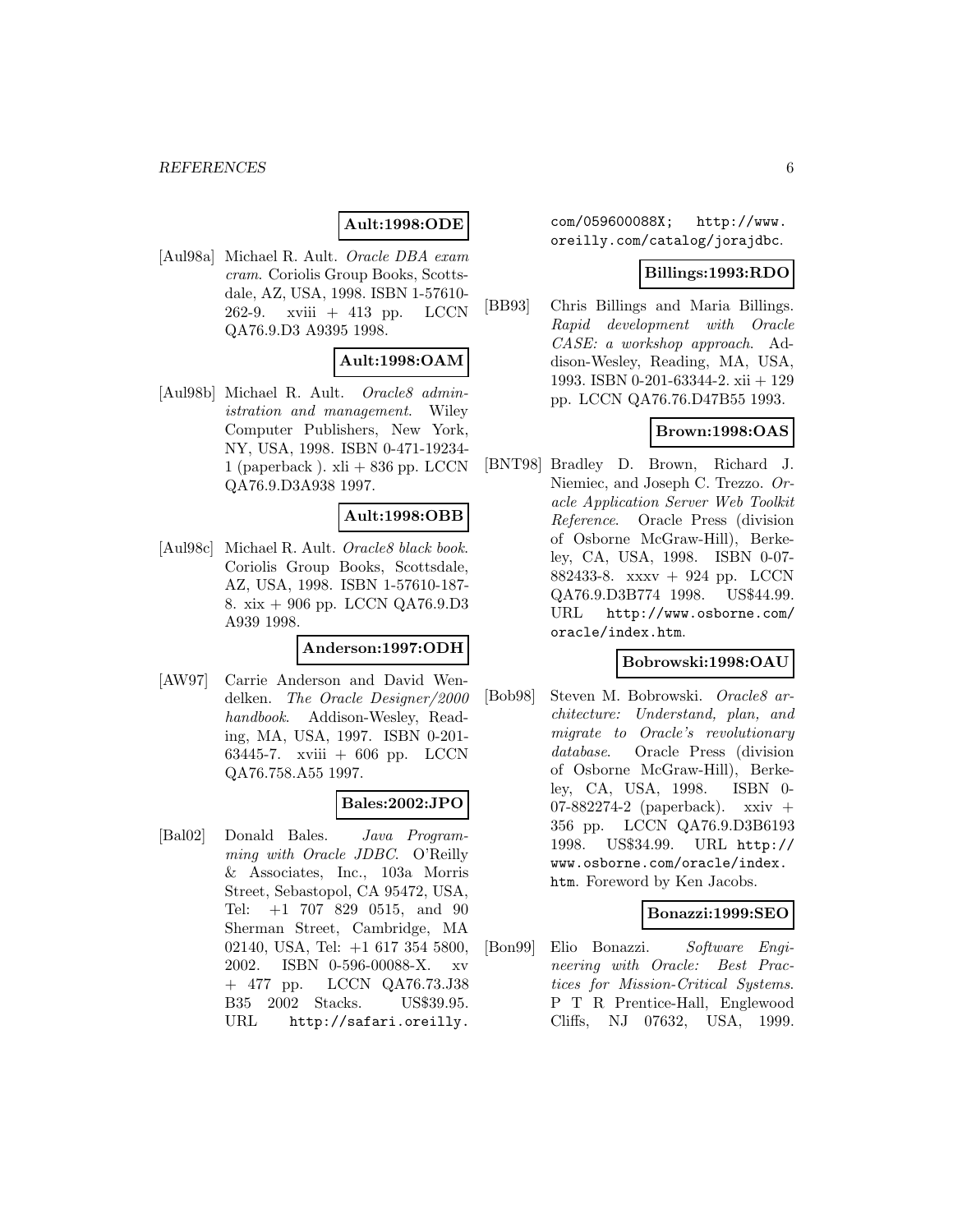**Ault:1998:ODE**

[Aul98a] Michael R. Ault. *Oracle DBA exam cram*. Coriolis Group Books, Scottsdale, AZ, USA, 1998. ISBN 1-57610-262-9. xviii + 413 pp. LCCN QA76.9.D3 A9395 1998.

**Ault:1998:OAM**

[Aul98b] Michael R. Ault. *Oracle8 administration and management*. Wiley Computer Publishers, New York, NY, USA, 1998. ISBN 0-471-19234-1 (paperback ). xli + 836 pp. LCCN QA76.9.D3A938 1997.

**Ault:1998:OBB**

[Aul98c] Michael R. Ault. *Oracle8 black book*. Coriolis Group Books, Scottsdale, AZ, USA, 1998. ISBN 1-57610-187-8. xix + 906 pp. LCCN QA76.9.D3 A939 1998.

**Anderson:1997:ODH**

[AW97] Carrie Anderson and David Wendelken. *The Oracle Designer/2000 handbook*. Addison-Wesley, Reading, MA, USA, 1997. ISBN 0-201-63445-7. xviii + 606 pp. LCCN QA76.758.A55 1997.

**Bales:2002:JPO**

[Bal02] Donald Bales. *Java Programming with Oracle JDBC*. O'Reilly & Associates, Inc., 103a Morris Street, Sebastopol, CA 95472, USA, Tel: +1 707 829 0515, and 90 Sherman Street, Cambridge, MA 02140, USA, Tel: +1 617 354 5800, 2002. ISBN 0-596-00088-X. xv + 477 pp. LCCN QA76.73.J38 B35 2002 Stacks. US$39.95. URL http://safari.oreilly.com/059600088X; http://www.oreilly.com/catalog/jorajdbc.

**Billings:1993:RDO**

[BB93] Chris Billings and Maria Billings. *Rapid development with Oracle CASE: a workshop approach*. Addison-Wesley, Reading, MA, USA, 1993. ISBN 0-201-63344-2. xii + 129 pp. LCCN QA76.76.D47B55 1993.

**Brown:1998:OAS**

[BNT98] Bradley D. Brown, Richard J. Niemiec, and Joseph C. Trezzo. *Oracle Application Server Web Toolkit Reference*. Oracle Press (division of Osborne McGraw-Hill), Berkeley, CA, USA, 1998. ISBN 0-07-882433-8. xxxv + 924 pp. LCCN QA76.9.D3B774 1998. US$44.99. URL http://www.osborne.com/oracle/index.htm.

**Bobrowski:1998:OAU**

[Bob98] Steven M. Bobrowski. *Oracle8 architecture: Understand, plan, and migrate to Oracle's revolutionary database*. Oracle Press (division of Osborne McGraw-Hill), Berkeley, CA, USA, 1998. ISBN 0-07-882274-2 (paperback). xxiv + 356 pp. LCCN QA76.9.D3B6193 1998. US$34.99. URL http://www.osborne.com/oracle/index.htm. Foreword by Ken Jacobs.

**Bonazzi:1999:SEO**

[Bon99] Elio Bonazzi. *Software Engineering with Oracle: Best Practices for Mission-Critical Systems*. P T R Prentice-Hall, Englewood Cliffs, NJ 07632, USA, 1999.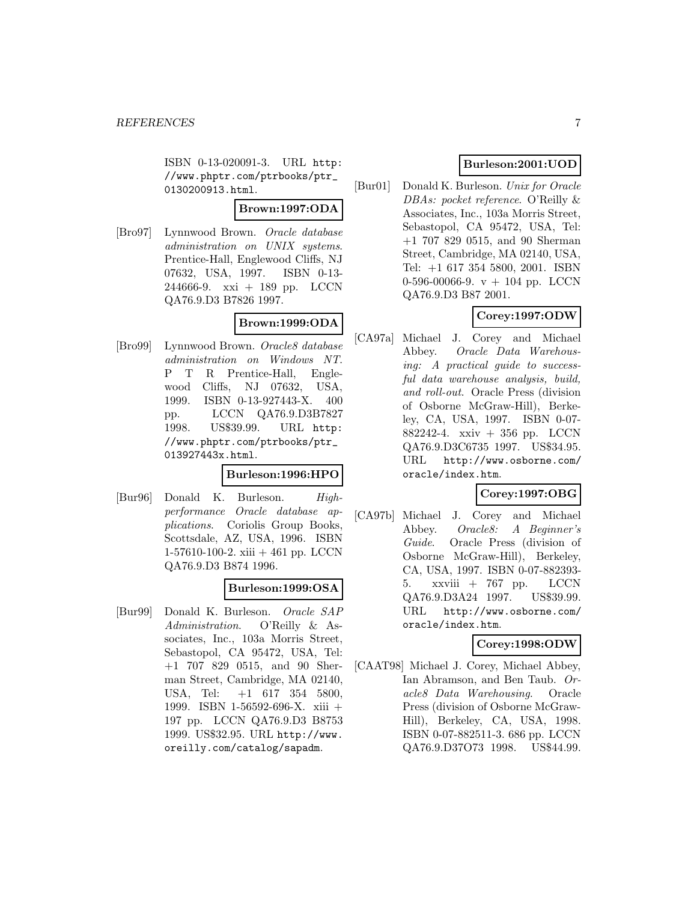ISBN 0-13-020091-3. URL http://www.phptr.com/ptrbooks/ptr_0130200913.html.

**Brown:1997:ODA**

[Bro97] Lynnwood Brown. *Oracle database administration on UNIX systems*. Prentice-Hall, Englewood Cliffs, NJ 07632, USA, 1997. ISBN 0-13-244666-9. xxi + 189 pp. LCCN QA76.9.D3 B7826 1997.

**Brown:1999:ODA**

[Bro99] Lynnwood Brown. *Oracle8 database administration on Windows NT*. P T R Prentice-Hall, Englewood Cliffs, NJ 07632, USA, 1999. ISBN 0-13-927443-X. 400 pp. LCCN QA76.9.D3B7827 1998. US$39.99. URL http://www.phptr.com/ptrbooks/ptr_013927443x.html.

**Burleson:1996:HPO**

[Bur96] Donald K. Burleson. *High-performance Oracle database applications*. Coriolis Group Books, Scottsdale, AZ, USA, 1996. ISBN 1-57610-100-2. xiii + 461 pp. LCCN QA76.9.D3 B874 1996.

**Burleson:1999:OSA**

[Bur99] Donald K. Burleson. *Oracle SAP Administration*. O'Reilly & Associates, Inc., 103a Morris Street, Sebastopol, CA 95472, USA, Tel: +1 707 829 0515, and 90 Sherman Street, Cambridge, MA 02140, USA, Tel: +1 617 354 5800, 1999. ISBN 1-56592-696-X. xiii + 197 pp. LCCN QA76.9.D3 B8753 1999. US$32.95. URL http://www.oreilly.com/catalog/sapadm.

**Burleson:2001:UOD**

[Bur01] Donald K. Burleson. *Unix for Oracle DBAs: pocket reference*. O'Reilly & Associates, Inc., 103a Morris Street, Sebastopol, CA 95472, USA, Tel: +1 707 829 0515, and 90 Sherman Street, Cambridge, MA 02140, USA, Tel: +1 617 354 5800, 2001. ISBN 0-596-00066-9. v + 104 pp. LCCN QA76.9.D3 B87 2001.

**Corey:1997:ODW**

[CA97a] Michael J. Corey and Michael Abbey. *Oracle Data Warehousing: A practical guide to successful data warehouse analysis, build, and roll-out*. Oracle Press (division of Osborne McGraw-Hill), Berkeley, CA, USA, 1997. ISBN 0-07-882242-4. xxiv + 356 pp. LCCN QA76.9.D3C6735 1997. US$34.95. URL http://www.osborne.com/oracle/index.htm.

**Corey:1997:OBG**

[CA97b] Michael J. Corey and Michael Abbey. *Oracle8: A Beginner's Guide*. Oracle Press (division of Osborne McGraw-Hill), Berkeley, CA, USA, 1997. ISBN 0-07-882393-5. xxviii + 767 pp. LCCN QA76.9.D3A24 1997. US$39.99. URL http://www.osborne.com/oracle/index.htm.

**Corey:1998:ODW**

[CAAT98] Michael J. Corey, Michael Abbey, Ian Abramson, and Ben Taub. *Oracle8 Data Warehousing*. Oracle Press (division of Osborne McGraw-Hill), Berkeley, CA, USA, 1998. ISBN 0-07-882511-3. 686 pp. LCCN QA76.9.D37O73 1998. US$44.99.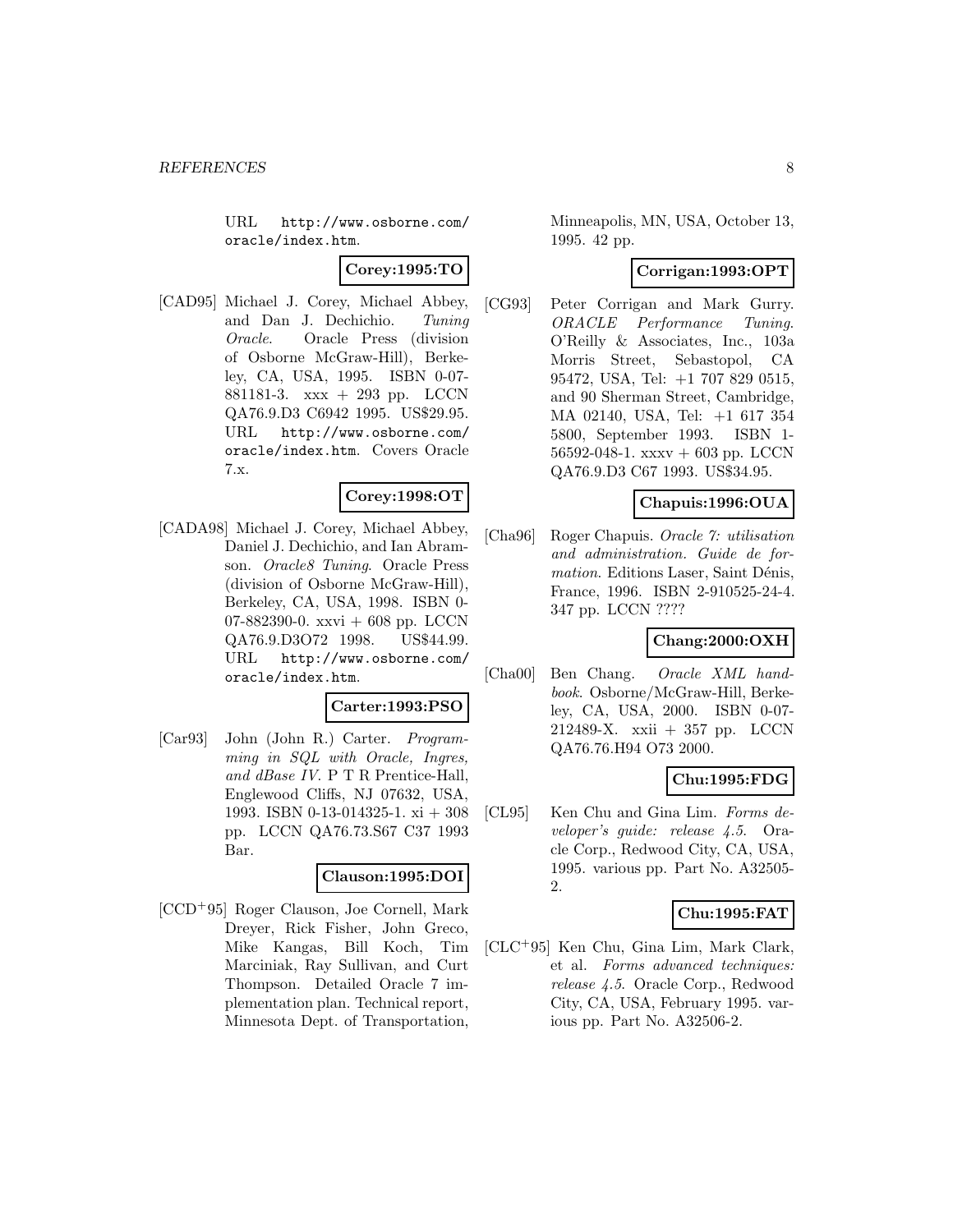URL http://www.osborne.com/oracle/index.htm.

**Corey:1995:TO**

[CAD95] Michael J. Corey, Michael Abbey, and Dan J. Dechichio. *Tuning Oracle*. Oracle Press (division of Osborne McGraw-Hill), Berkeley, CA, USA, 1995. ISBN 0-07-881181-3. xxx + 293 pp. LCCN QA76.9.D3 C6942 1995. US$29.95. URL http://www.osborne.com/oracle/index.htm. Covers Oracle 7.x.

**Corey:1998:OT**

[CADA98] Michael J. Corey, Michael Abbey, Daniel J. Dechichio, and Ian Abramson. *Oracle8 Tuning*. Oracle Press (division of Osborne McGraw-Hill), Berkeley, CA, USA, 1998. ISBN 0-07-882390-0. xxvi + 608 pp. LCCN QA76.9.D3O72 1998. US$44.99. URL http://www.osborne.com/oracle/index.htm.

**Carter:1993:PSO**

[Car93] John (John R.) Carter. *Programming in SQL with Oracle, Ingres, and dBase IV*. P T R Prentice-Hall, Englewood Cliffs, NJ 07632, USA, 1993. ISBN 0-13-014325-1. xi + 308 pp. LCCN QA76.73.S67 C37 1993 Bar.

**Clauson:1995:DOI**

[CCD+95] Roger Clauson, Joe Cornell, Mark Dreyer, Rick Fisher, John Greco, Mike Kangas, Bill Koch, Tim Marciniak, Ray Sullivan, and Curt Thompson. Detailed Oracle 7 implementation plan. Technical report, Minnesota Dept. of Transportation, Minneapolis, MN, USA, October 13, 1995. 42 pp.

**Corrigan:1993:OPT**

[CG93] Peter Corrigan and Mark Gurry. *ORACLE Performance Tuning*. O'Reilly & Associates, Inc., 103a Morris Street, Sebastopol, CA 95472, USA, Tel: +1 707 829 0515, and 90 Sherman Street, Cambridge, MA 02140, USA, Tel: +1 617 354 5800, September 1993. ISBN 1-56592-048-1. xxxv + 603 pp. LCCN QA76.9.D3 C67 1993. US$34.95.

**Chapuis:1996:OUA**

[Cha96] Roger Chapuis. *Oracle 7: utilisation and administration. Guide de formation*. Editions Laser, Saint Dénis, France, 1996. ISBN 2-910525-24-4. 347 pp. LCCN ????

**Chang:2000:OXH**

[Cha00] Ben Chang. *Oracle XML handbook*. Osborne/McGraw-Hill, Berkeley, CA, USA, 2000. ISBN 0-07-212489-X. xxii + 357 pp. LCCN QA76.76.H94 O73 2000.

**Chu:1995:FDG**

[CL95] Ken Chu and Gina Lim. *Forms developer's guide: release 4.5*. Oracle Corp., Redwood City, CA, USA, 1995. various pp. Part No. A32505-2.

**Chu:1995:FAT**

[CLC+95] Ken Chu, Gina Lim, Mark Clark, et al. *Forms advanced techniques: release 4.5*. Oracle Corp., Redwood City, CA, USA, February 1995. various pp. Part No. A32506-2.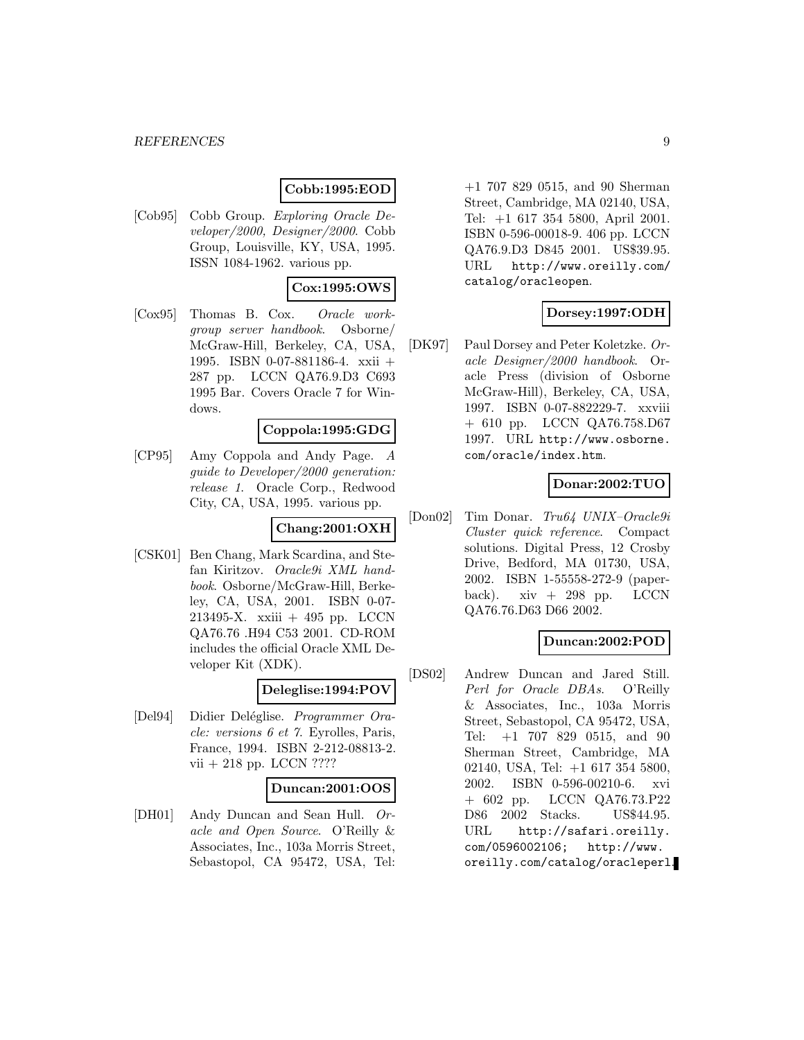**Cobb:1995:EOD**

[Cob95] Cobb Group. *Exploring Oracle Developer/2000, Designer/2000*. Cobb Group, Louisville, KY, USA, 1995. ISSN 1084-1962. various pp.

**Cox:1995:OWS**

[Cox95] Thomas B. Cox. *Oracle workgroup server handbook*. Osborne/ McGraw-Hill, Berkeley, CA, USA, 1995. ISBN 0-07-881186-4. xxii + 287 pp. LCCN QA76.9.D3 C693 1995 Bar. Covers Oracle 7 for Windows.

**Coppola:1995:GDG**

[CP95] Amy Coppola and Andy Page. *A guide to Developer/2000 generation: release 1*. Oracle Corp., Redwood City, CA, USA, 1995. various pp.

**Chang:2001:OXH**

[CSK01] Ben Chang, Mark Scardina, and Stefan Kiritzov. *Oracle9i XML handbook*. Osborne/McGraw-Hill, Berkeley, CA, USA, 2001. ISBN 0-07-213495-X. xxiii + 495 pp. LCCN QA76.76 .H94 C53 2001. CD-ROM includes the official Oracle XML Developer Kit (XDK).

**Deleglise:1994:POV**

[Del94] Didier Deléglise. *Programmer Oracle: versions 6 et 7*. Eyrolles, Paris, France, 1994. ISBN 2-212-08813-2. vii + 218 pp. LCCN ????

**Duncan:2001:OOS**

[DH01] Andy Duncan and Sean Hull. *Oracle and Open Source*. O'Reilly & Associates, Inc., 103a Morris Street, Sebastopol, CA 95472, USA, Tel: +1 707 829 0515, and 90 Sherman Street, Cambridge, MA 02140, USA, Tel: +1 617 354 5800, April 2001. ISBN 0-596-00018-9. 406 pp. LCCN QA76.9.D3 D845 2001. US$39.95. URL http://www.oreilly.com/catalog/oracleopen.

**Dorsey:1997:ODH**

[DK97] Paul Dorsey and Peter Koletzke. *Oracle Designer/2000 handbook*. Oracle Press (division of Osborne McGraw-Hill), Berkeley, CA, USA, 1997. ISBN 0-07-882229-7. xxviii + 610 pp. LCCN QA76.758.D67 1997. URL http://www.osborne.com/oracle/index.htm.

**Donar:2002:TUO**

[Don02] Tim Donar. *Tru64 UNIX–Oracle9i Cluster quick reference*. Compact solutions. Digital Press, 12 Crosby Drive, Bedford, MA 01730, USA, 2002. ISBN 1-55558-272-9 (paperback). xiv + 298 pp. LCCN QA76.76.D63 D66 2002.

**Duncan:2002:POD**

[DS02] Andrew Duncan and Jared Still. *Perl for Oracle DBAs*. O'Reilly & Associates, Inc., 103a Morris Street, Sebastopol, CA 95472, USA, Tel: +1 707 829 0515, and 90 Sherman Street, Cambridge, MA 02140, USA, Tel: +1 617 354 5800, 2002. ISBN 0-596-00210-6. xvi + 602 pp. LCCN QA76.73.P22 D86 2002 Stacks. US$44.95. URL http://safari.oreilly.com/0596002106; http://www.oreilly.com/catalog/oracleperl.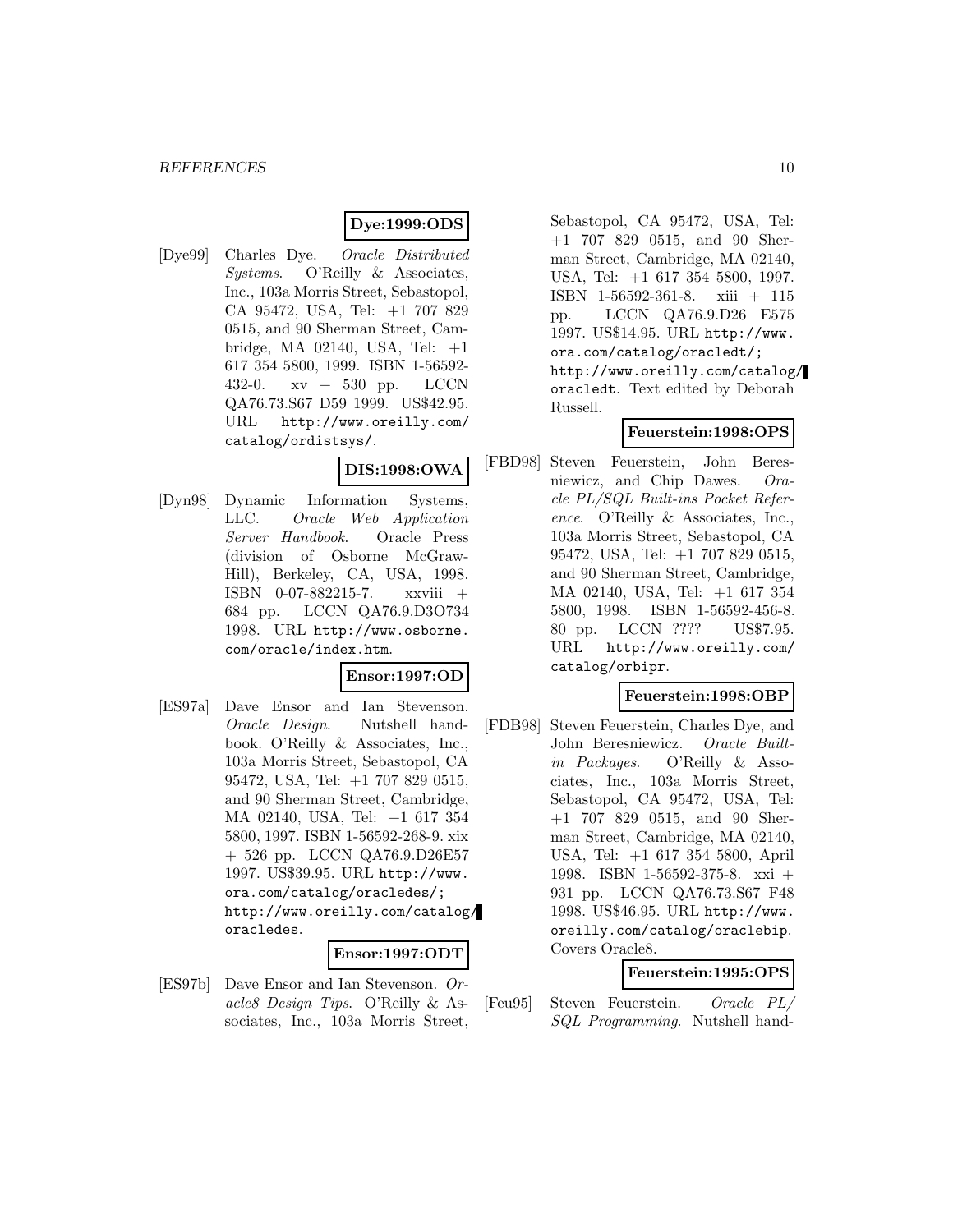**Dye:1999:ODS**

[Dye99] Charles Dye. *Oracle Distributed Systems*. O'Reilly & Associates, Inc., 103a Morris Street, Sebastopol, CA 95472, USA, Tel: +1 707 829 0515, and 90 Sherman Street, Cambridge, MA 02140, USA, Tel: +1 617 354 5800, 1999. ISBN 1-56592-432-0. xv + 530 pp. LCCN QA76.73.S67 D59 1999. US$42.95. URL http://www.oreilly.com/catalog/ordistsys/.

**DIS:1998:OWA**

[Dyn98] Dynamic Information Systems, LLC. *Oracle Web Application Server Handbook*. Oracle Press (division of Osborne McGraw-Hill), Berkeley, CA, USA, 1998. ISBN 0-07-882215-7. xxviii + 684 pp. LCCN QA76.9.D3O734 1998. URL http://www.osborne.com/oracle/index.htm.

**Ensor:1997:OD**

[ES97a] Dave Ensor and Ian Stevenson. *Oracle Design*. Nutshell handbook. O'Reilly & Associates, Inc., 103a Morris Street, Sebastopol, CA 95472, USA, Tel: +1 707 829 0515, and 90 Sherman Street, Cambridge, MA 02140, USA, Tel: +1 617 354 5800, 1997. ISBN 1-56592-268-9. xix + 526 pp. LCCN QA76.9.D26E57 1997. US$39.95. URL http://www.ora.com/catalog/oracledes/; http://www.oreilly.com/catalog/oracledes.

**Ensor:1997:ODT**

[ES97b] Dave Ensor and Ian Stevenson. *Oracle8 Design Tips*. O'Reilly & Associates, Inc., 103a Morris Street, Sebastopol, CA 95472, USA, Tel: +1 707 829 0515, and 90 Sherman Street, Cambridge, MA 02140, USA, Tel: +1 617 354 5800, 1997. ISBN 1-56592-361-8. xiii + 115 pp. LCCN QA76.9.D26 E575 1997. US$14.95. URL http://www.ora.com/catalog/oracledt/; http://www.oreilly.com/catalog/oracledt. Text edited by Deborah Russell.

**Feuerstein:1998:OPS**

[FBD98] Steven Feuerstein, John Beresniewicz, and Chip Dawes. *Oracle PL/SQL Built-ins Pocket Reference*. O'Reilly & Associates, Inc., 103a Morris Street, Sebastopol, CA 95472, USA, Tel: +1 707 829 0515, and 90 Sherman Street, Cambridge, MA 02140, USA, Tel: +1 617 354 5800, 1998. ISBN 1-56592-456-8. 80 pp. LCCN ???? US$7.95. URL http://www.oreilly.com/catalog/orbipr.

**Feuerstein:1998:OBP**

[FDB98] Steven Feuerstein, Charles Dye, and John Beresniewicz. *Oracle Built-in Packages*. O'Reilly & Associates, Inc., 103a Morris Street, Sebastopol, CA 95472, USA, Tel: +1 707 829 0515, and 90 Sherman Street, Cambridge, MA 02140, USA, Tel: +1 617 354 5800, April 1998. ISBN 1-56592-375-8. xxi + 931 pp. LCCN QA76.73.S67 F48 1998. US$46.95. URL http://www.oreilly.com/catalog/oraclebip. Covers Oracle8.

**Feuerstein:1995:OPS**

[Feu95] Steven Feuerstein. *Oracle PL/SQL Programming*. Nutshell hand-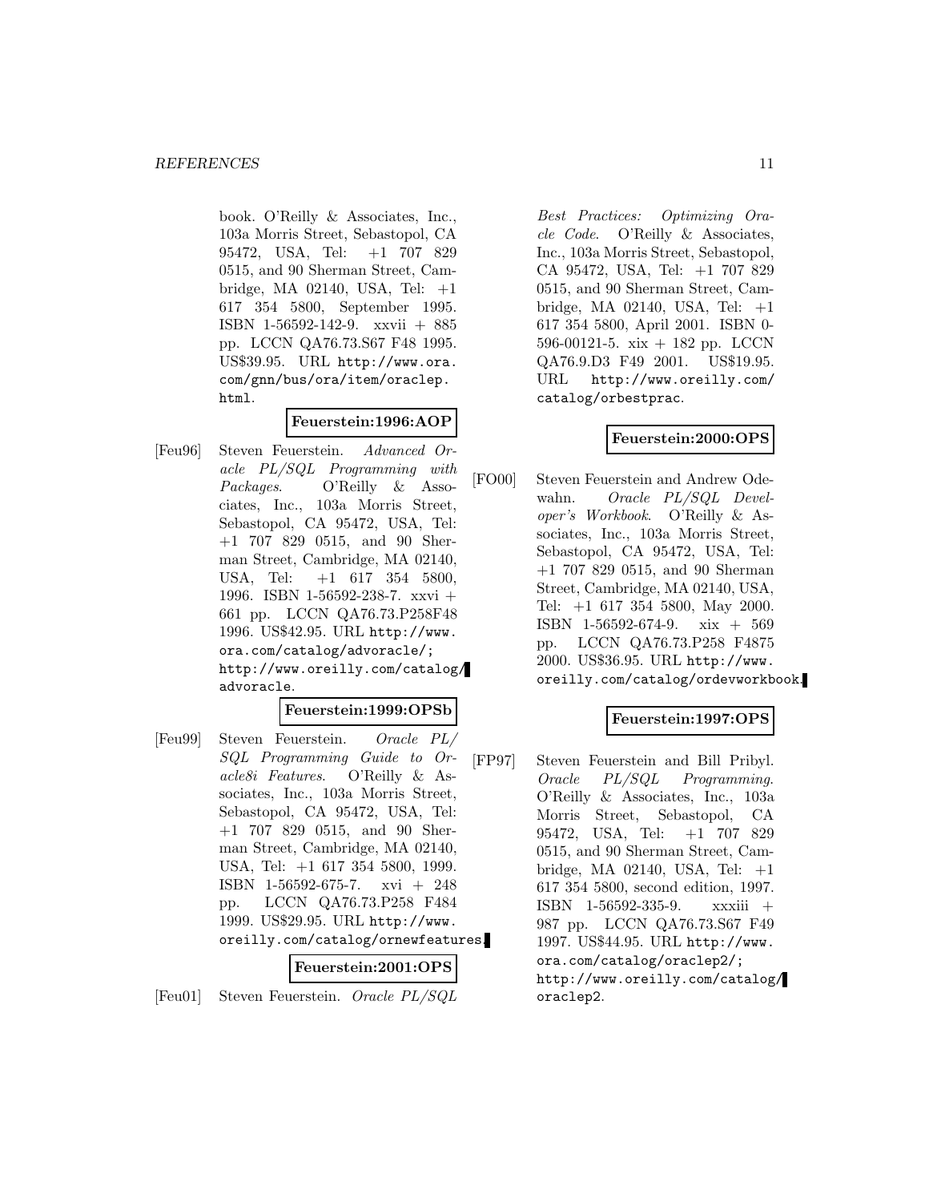book. O'Reilly & Associates, Inc., 103a Morris Street, Sebastopol, CA 95472, USA, Tel: +1 707 829 0515, and 90 Sherman Street, Cambridge, MA 02140, USA, Tel: +1 617 354 5800, September 1995. ISBN 1-56592-142-9. xxvii + 885 pp. LCCN QA76.73.S67 F48 1995. US$39.95. URL http://www.ora.com/gnn/bus/ora/item/oraclep.html.

**Feuerstein:1996:AOP**

[Feu96] Steven Feuerstein. *Advanced Oracle PL/SQL Programming with Packages*. O'Reilly & Associates, Inc., 103a Morris Street, Sebastopol, CA 95472, USA, Tel: +1 707 829 0515, and 90 Sherman Street, Cambridge, MA 02140, USA, Tel: +1 617 354 5800, 1996. ISBN 1-56592-238-7. xxvi + 661 pp. LCCN QA76.73.P258F48 1996. US$42.95. URL http://www.ora.com/catalog/advoracle/; http://www.oreilly.com/catalog/advoracle.

**Feuerstein:1999:OPSb**

[Feu99] Steven Feuerstein. *Oracle PL/SQL Programming Guide to Oracle8i Features*. O'Reilly & Associates, Inc., 103a Morris Street, Sebastopol, CA 95472, USA, Tel: +1 707 829 0515, and 90 Sherman Street, Cambridge, MA 02140, USA, Tel: +1 617 354 5800, 1999. ISBN 1-56592-675-7. xvi + 248 pp. LCCN QA76.73.P258 F484 1999. US$29.95. URL http://www.oreilly.com/catalog/ornewfeatures.

**Feuerstein:2001:OPS**

[Feu01] Steven Feuerstein. *Oracle PL/SQL Best Practices: Optimizing Oracle Code*. O'Reilly & Associates, Inc., 103a Morris Street, Sebastopol, CA 95472, USA, Tel: +1 707 829 0515, and 90 Sherman Street, Cambridge, MA 02140, USA, Tel: +1 617 354 5800, April 2001. ISBN 0-596-00121-5. xix + 182 pp. LCCN QA76.9.D3 F49 2001. US$19.95. URL http://www.oreilly.com/catalog/orbestprac.

**Feuerstein:2000:OPS**

[FO00] Steven Feuerstein and Andrew Odewahn. *Oracle PL/SQL Developer's Workbook*. O'Reilly & Associates, Inc., 103a Morris Street, Sebastopol, CA 95472, USA, Tel: +1 707 829 0515, and 90 Sherman Street, Cambridge, MA 02140, USA, Tel: +1 617 354 5800, May 2000. ISBN 1-56592-674-9. xix + 569 pp. LCCN QA76.73.P258 F4875 2000. US$36.95. URL http://www.oreilly.com/catalog/ordevworkbook.

**Feuerstein:1997:OPS**

[FP97] Steven Feuerstein and Bill Pribyl. *Oracle PL/SQL Programming*. O'Reilly & Associates, Inc., 103a Morris Street, Sebastopol, CA 95472, USA, Tel: +1 707 829 0515, and 90 Sherman Street, Cambridge, MA 02140, USA, Tel: +1 617 354 5800, second edition, 1997. ISBN 1-56592-335-9. xxxiii + 987 pp. LCCN QA76.73.S67 F49 1997. US$44.95. URL http://www.ora.com/catalog/oraclep2/; http://www.oreilly.com/catalog/oraclep2.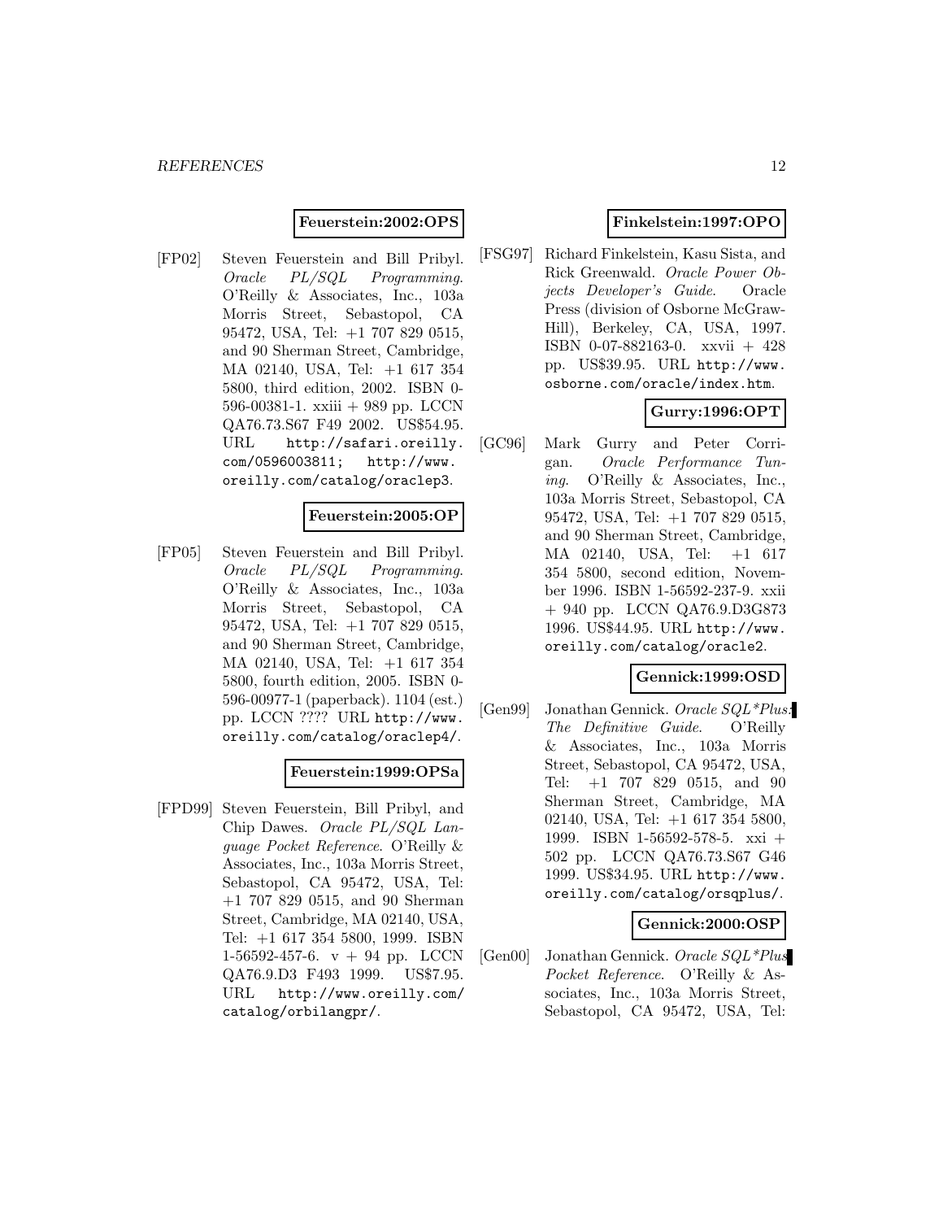**Feuerstein:2002:OPS**

[FP02] Steven Feuerstein and Bill Pribyl. *Oracle PL/SQL Programming*. O'Reilly & Associates, Inc., 103a Morris Street, Sebastopol, CA 95472, USA, Tel: +1 707 829 0515, and 90 Sherman Street, Cambridge, MA 02140, USA, Tel: +1 617 354 5800, third edition, 2002. ISBN 0-596-00381-1. xxiii + 989 pp. LCCN QA76.73.S67 F49 2002. US$54.95. URL `http://safari.oreilly.com/0596003811; http://www.oreilly.com/catalog/oraclep3`.

**Feuerstein:2005:OP**

[FP05] Steven Feuerstein and Bill Pribyl. *Oracle PL/SQL Programming*. O'Reilly & Associates, Inc., 103a Morris Street, Sebastopol, CA 95472, USA, Tel: +1 707 829 0515, and 90 Sherman Street, Cambridge, MA 02140, USA, Tel: +1 617 354 5800, fourth edition, 2005. ISBN 0-596-00977-1 (paperback). 1104 (est.) pp. LCCN ???? URL `http://www.oreilly.com/catalog/oraclep4/`.

**Feuerstein:1999:OPSa**

[FPD99] Steven Feuerstein, Bill Pribyl, and Chip Dawes. *Oracle PL/SQL Language Pocket Reference*. O'Reilly & Associates, Inc., 103a Morris Street, Sebastopol, CA 95472, USA, Tel: +1 707 829 0515, and 90 Sherman Street, Cambridge, MA 02140, USA, Tel: +1 617 354 5800, 1999. ISBN 1-56592-457-6. v + 94 pp. LCCN QA76.9.D3 F493 1999. US$7.95. URL `http://www.oreilly.com/catalog/orbilangpr/`.

**Finkelstein:1997:OPO**

[FSG97] Richard Finkelstein, Kasu Sista, and Rick Greenwald. *Oracle Power Objects Developer's Guide*. Oracle Press (division of Osborne McGraw-Hill), Berkeley, CA, USA, 1997. ISBN 0-07-882163-0. xxvii + 428 pp. US$39.95. URL `http://www.osborne.com/oracle/index.htm`.

**Gurry:1996:OPT**

[GC96] Mark Gurry and Peter Corrigan. *Oracle Performance Tuning*. O'Reilly & Associates, Inc., 103a Morris Street, Sebastopol, CA 95472, USA, Tel: +1 707 829 0515, and 90 Sherman Street, Cambridge, MA 02140, USA, Tel: +1 617 354 5800, second edition, November 1996. ISBN 1-56592-237-9. xxii + 940 pp. LCCN QA76.9.D3G873 1996. US$44.95. URL `http://www.oreilly.com/catalog/oracle2`.

**Gennick:1999:OSD**

[Gen99] Jonathan Gennick. *Oracle SQL*Plus: The Definitive Guide*. O'Reilly & Associates, Inc., 103a Morris Street, Sebastopol, CA 95472, USA, Tel: +1 707 829 0515, and 90 Sherman Street, Cambridge, MA 02140, USA, Tel: +1 617 354 5800, 1999. ISBN 1-56592-578-5. xxi + 502 pp. LCCN QA76.73.S67 G46 1999. US$34.95. URL `http://www.oreilly.com/catalog/orsqplus/`.

**Gennick:2000:OSP**

[Gen00] Jonathan Gennick. *Oracle SQL*Plus Pocket Reference*. O'Reilly & Associates, Inc., 103a Morris Street, Sebastopol, CA 95472, USA, Tel: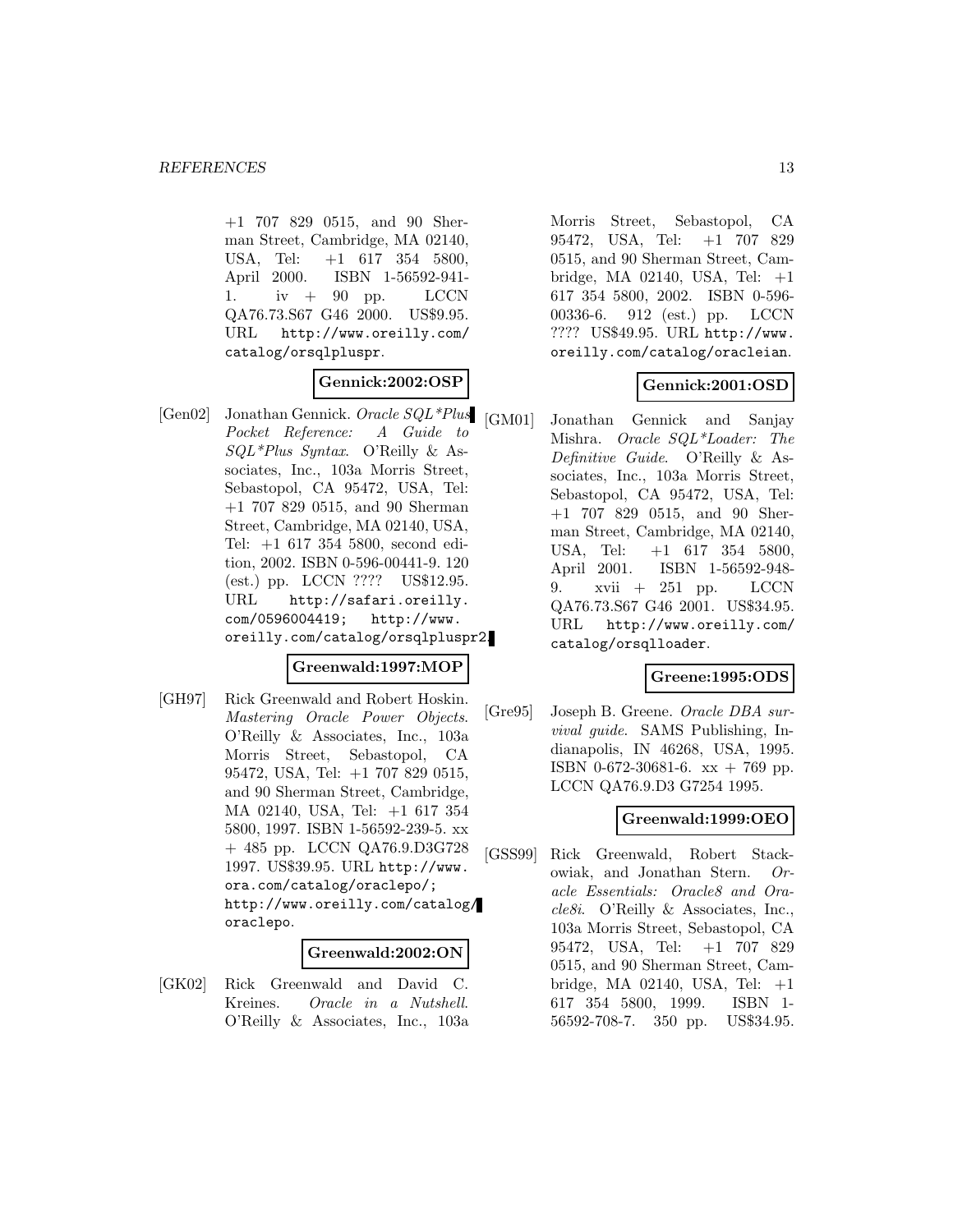+1 707 829 0515, and 90 Sherman Street, Cambridge, MA 02140, USA, Tel: +1 617 354 5800, April 2000. ISBN 1-56592-941-1. iv + 90 pp. LCCN QA76.73.S67 G46 2000. US$9.95. URL http://www.oreilly.com/catalog/orsqlpluspr.

**Gennick:2002:OSP**

[Gen02] Jonathan Gennick. *Oracle SQL*Plus Pocket Reference: A Guide to SQL*Plus Syntax*. O'Reilly & Associates, Inc., 103a Morris Street, Sebastopol, CA 95472, USA, Tel: +1 707 829 0515, and 90 Sherman Street, Cambridge, MA 02140, USA, Tel: +1 617 354 5800, second edition, 2002. ISBN 0-596-00441-9. 120 (est.) pp. LCCN ???? US$12.95. URL http://safari.oreilly.com/0596004419; http://www.oreilly.com/catalog/orsqlpluspr2.

**Greenwald:1997:MOP**

[GH97] Rick Greenwald and Robert Hoskin. *Mastering Oracle Power Objects*. O'Reilly & Associates, Inc., 103a Morris Street, Sebastopol, CA 95472, USA, Tel: +1 707 829 0515, and 90 Sherman Street, Cambridge, MA 02140, USA, Tel: +1 617 354 5800, 1997. ISBN 1-56592-239-5. xx + 485 pp. LCCN QA76.9.D3G728 1997. US$39.95. URL http://www.ora.com/catalog/oraclepo/; http://www.oreilly.com/catalog/oraclepo.

**Greenwald:2002:ON**

[GK02] Rick Greenwald and David C. Kreines. *Oracle in a Nutshell*. O'Reilly & Associates, Inc., 103a Morris Street, Sebastopol, CA 95472, USA, Tel: +1 707 829 0515, and 90 Sherman Street, Cambridge, MA 02140, USA, Tel: +1 617 354 5800, 2002. ISBN 0-596-00336-6. 912 (est.) pp. LCCN ???? US$49.95. URL http://www.oreilly.com/catalog/oracleian.

**Gennick:2001:OSD**

[GM01] Jonathan Gennick and Sanjay Mishra. *Oracle SQL*Loader: The Definitive Guide*. O'Reilly & Associates, Inc., 103a Morris Street, Sebastopol, CA 95472, USA, Tel: +1 707 829 0515, and 90 Sherman Street, Cambridge, MA 02140, USA, Tel: +1 617 354 5800, April 2001. ISBN 1-56592-948-9. xvii + 251 pp. LCCN QA76.73.S67 G46 2001. US$34.95. URL http://www.oreilly.com/catalog/orsqlloader.

**Greene:1995:ODS**

[Gre95] Joseph B. Greene. *Oracle DBA survival guide*. SAMS Publishing, Indianapolis, IN 46268, USA, 1995. ISBN 0-672-30681-6. xx + 769 pp. LCCN QA76.9.D3 G7254 1995.

**Greenwald:1999:OEO**

[GSS99] Rick Greenwald, Robert Stackowiak, and Jonathan Stern. *Oracle Essentials: Oracle8 and Oracle8i*. O'Reilly & Associates, Inc., 103a Morris Street, Sebastopol, CA 95472, USA, Tel: +1 707 829 0515, and 90 Sherman Street, Cambridge, MA 02140, USA, Tel: +1 617 354 5800, 1999. ISBN 1-56592-708-7. 350 pp. US$34.95.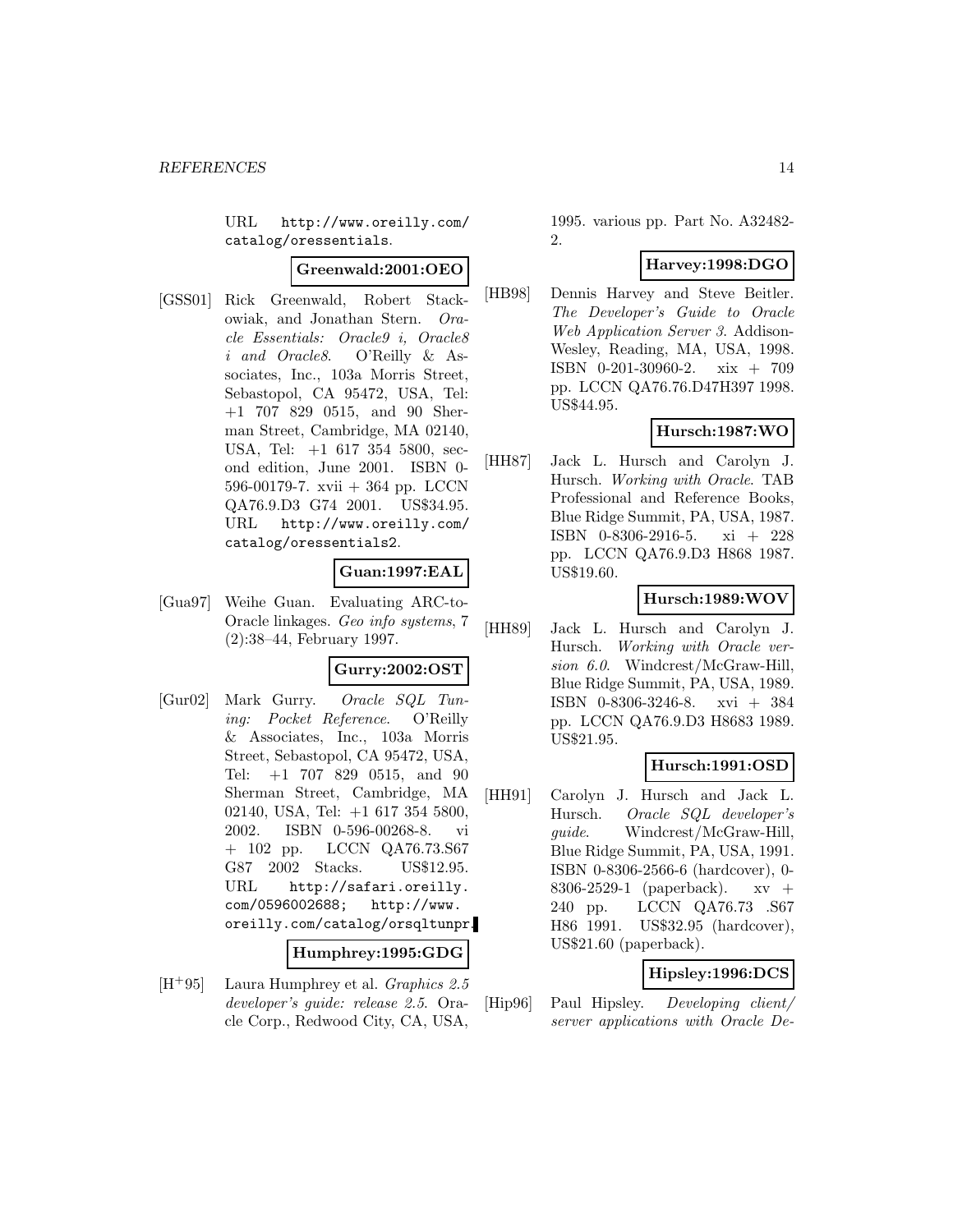URL http://www.oreilly.com/catalog/oressentials.

**Greenwald:2001:OEO**

[GSS01] Rick Greenwald, Robert Stackowiak, and Jonathan Stern. *Oracle Essentials: Oracle9 i, Oracle8 i and Oracle8*. O'Reilly & Associates, Inc., 103a Morris Street, Sebastopol, CA 95472, USA, Tel: +1 707 829 0515, and 90 Sherman Street, Cambridge, MA 02140, USA, Tel: +1 617 354 5800, second edition, June 2001. ISBN 0-596-00179-7. xvii + 364 pp. LCCN QA76.9.D3 G74 2001. US$34.95. URL http://www.oreilly.com/catalog/oressentials2.

**Guan:1997:EAL**

[Gua97] Weihe Guan. Evaluating ARC-to-Oracle linkages. *Geo info systems*, 7 (2):38–44, February 1997.

**Gurry:2002:OST**

[Gur02] Mark Gurry. *Oracle SQL Tuning: Pocket Reference*. O'Reilly & Associates, Inc., 103a Morris Street, Sebastopol, CA 95472, USA, Tel: +1 707 829 0515, and 90 Sherman Street, Cambridge, MA 02140, USA, Tel: +1 617 354 5800, 2002. ISBN 0-596-00268-8. vi + 102 pp. LCCN QA76.73.S67 G87 2002 Stacks. US$12.95. URL http://safari.oreilly.com/0596002688; http://www.oreilly.com/catalog/orsqltunpr.

**Humphrey:1995:GDG**

[H+95] Laura Humphrey et al. *Graphics 2.5 developer's guide: release 2.5*. Oracle Corp., Redwood City, CA, USA, 1995. various pp. Part No. A32482-2.

**Harvey:1998:DGO**

[HB98] Dennis Harvey and Steve Beitler. *The Developer's Guide to Oracle Web Application Server 3*. Addison-Wesley, Reading, MA, USA, 1998. ISBN 0-201-30960-2. xix + 709 pp. LCCN QA76.76.D47H397 1998. US$44.95.

**Hursch:1987:WO**

[HH87] Jack L. Hursch and Carolyn J. Hursch. *Working with Oracle*. TAB Professional and Reference Books, Blue Ridge Summit, PA, USA, 1987. ISBN 0-8306-2916-5. xi + 228 pp. LCCN QA76.9.D3 H868 1987. US$19.60.

**Hursch:1989:WOV**

[HH89] Jack L. Hursch and Carolyn J. Hursch. *Working with Oracle version 6.0*. Windcrest/McGraw-Hill, Blue Ridge Summit, PA, USA, 1989. ISBN 0-8306-3246-8. xvi + 384 pp. LCCN QA76.9.D3 H8683 1989. US$21.95.

**Hursch:1991:OSD**

[HH91] Carolyn J. Hursch and Jack L. Hursch. *Oracle SQL developer's guide*. Windcrest/McGraw-Hill, Blue Ridge Summit, PA, USA, 1991. ISBN 0-8306-2566-6 (hardcover), 0-8306-2529-1 (paperback). xv + 240 pp. LCCN QA76.73 .S67 H86 1991. US$32.95 (hardcover), US$21.60 (paperback).

**Hipsley:1996:DCS**

[Hip96] Paul Hipsley. *Developing client/server applications with Oracle De-*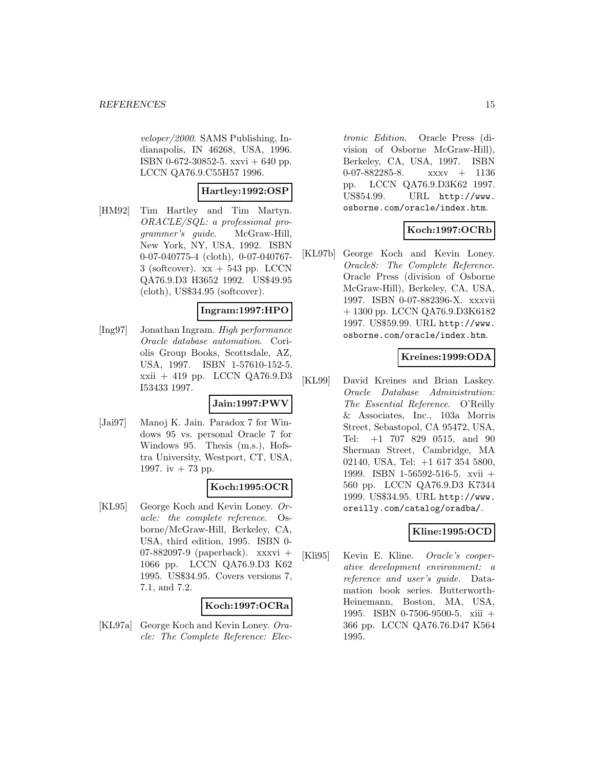veloper/2000*. SAMS Publishing, Indianapolis, IN 46268, USA, 1996. ISBN 0-672-30852-5. xxvi + 640 pp. LCCN QA76.9.C55H57 1996.

**Hartley:1992:OSP**

[HM92] Tim Hartley and Tim Martyn. *ORACLE/SQL: a professional programmer's guide*. McGraw-Hill, New York, NY, USA, 1992. ISBN 0-07-040775-4 (cloth), 0-07-040767-3 (softcover). xx + 543 pp. LCCN QA76.9.D3 H3652 1992. US$49.95 (cloth), US$34.95 (softcover).

**Ingram:1997:HPO**

[Ing97] Jonathan Ingram. *High performance Oracle database automation*. Coriolis Group Books, Scottsdale, AZ, USA, 1997. ISBN 1-57610-152-5. xxii + 419 pp. LCCN QA76.9.D3 I53433 1997.

**Jain:1997:PWV**

[Jai97] Manoj K. Jain. Paradox 7 for Windows 95 vs. personal Oracle 7 for Windows 95. Thesis (m.s.), Hofstra University, Westport, CT, USA, 1997. iv + 73 pp.

**Koch:1995:OCR**

[KL95] George Koch and Kevin Loney. *Oracle: the complete reference*. Osborne/McGraw-Hill, Berkeley, CA, USA, third edition, 1995. ISBN 0-07-882097-9 (paperback). xxxvi + 1066 pp. LCCN QA76.9.D3 K62 1995. US$34.95. Covers versions 7, 7.1, and 7.2.

**Koch:1997:OCRa**

[KL97a] George Koch and Kevin Loney. *Oracle: The Complete Reference: Electronic Edition*. Oracle Press (division of Osborne McGraw-Hill), Berkeley, CA, USA, 1997. ISBN 0-07-882285-8. xxxv + 1136 pp. LCCN QA76.9.D3K62 1997. US$54.99. URL http://www.osborne.com/oracle/index.htm.

**Koch:1997:OCRb**

[KL97b] George Koch and Kevin Loney. *Oracle8: The Complete Reference*. Oracle Press (division of Osborne McGraw-Hill), Berkeley, CA, USA, 1997. ISBN 0-07-882396-X. xxxvii + 1300 pp. LCCN QA76.9.D3K6182 1997. US$59.99. URL http://www.osborne.com/oracle/index.htm.

**Kreines:1999:ODA**

[KL99] David Kreines and Brian Laskey. *Oracle Database Administration: The Essential Reference*. O'Reilly & Associates, Inc., 103a Morris Street, Sebastopol, CA 95472, USA, Tel: +1 707 829 0515, and 90 Sherman Street, Cambridge, MA 02140, USA, Tel: +1 617 354 5800, 1999. ISBN 1-56592-516-5. xvii + 560 pp. LCCN QA76.9.D3 K7344 1999. US$34.95. URL http://www.oreilly.com/catalog/oradba/.

**Kline:1995:OCD**

[Kli95] Kevin E. Kline. *Oracle's cooperative development environment: a reference and user's guide*. Datamation book series. Butterworth-Heinemann, Boston, MA, USA, 1995. ISBN 0-7506-9500-5. xiii + 366 pp. LCCN QA76.76.D47 K564 1995.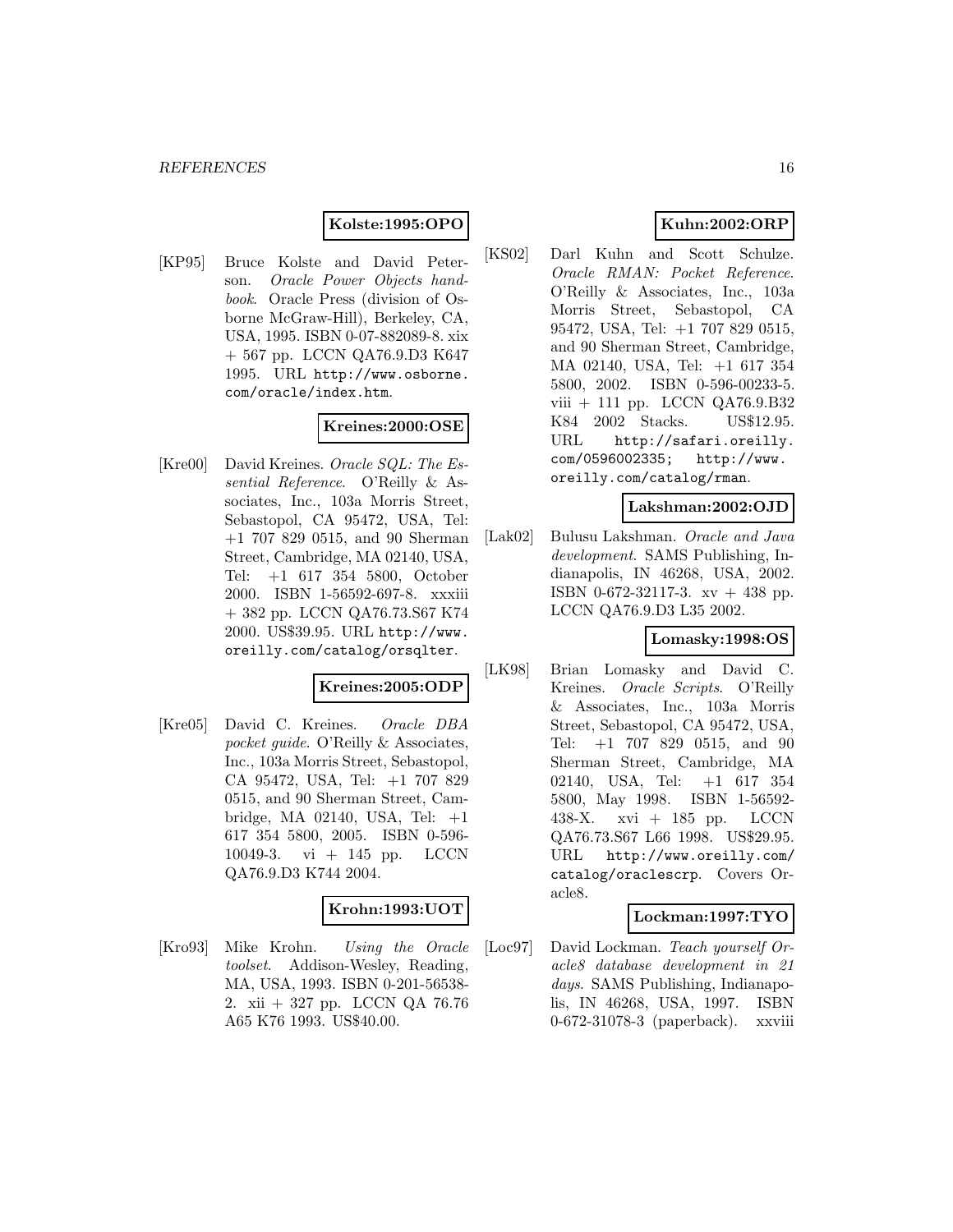**Kolste:1995:OPO**

[KP95] Bruce Kolste and David Peterson. *Oracle Power Objects handbook*. Oracle Press (division of Osborne McGraw-Hill), Berkeley, CA, USA, 1995. ISBN 0-07-882089-8. xix + 567 pp. LCCN QA76.9.D3 K647 1995. URL http://www.osborne.com/oracle/index.htm.

**Kreines:2000:OSE**

[Kre00] David Kreines. *Oracle SQL: The Essential Reference*. O'Reilly & Associates, Inc., 103a Morris Street, Sebastopol, CA 95472, USA, Tel: +1 707 829 0515, and 90 Sherman Street, Cambridge, MA 02140, USA, Tel: +1 617 354 5800, October 2000. ISBN 1-56592-697-8. xxxiii + 382 pp. LCCN QA76.73.S67 K74 2000. US$39.95. URL http://www.oreilly.com/catalog/orsqlter.

**Kreines:2005:ODP**

[Kre05] David C. Kreines. *Oracle DBA pocket guide*. O'Reilly & Associates, Inc., 103a Morris Street, Sebastopol, CA 95472, USA, Tel: +1 707 829 0515, and 90 Sherman Street, Cambridge, MA 02140, USA, Tel: +1 617 354 5800, 2005. ISBN 0-596-10049-3. vi + 145 pp. LCCN QA76.9.D3 K744 2004.

**Krohn:1993:UOT**

[Kro93] Mike Krohn. *Using the Oracle toolset*. Addison-Wesley, Reading, MA, USA, 1993. ISBN 0-201-56538-2. xii + 327 pp. LCCN QA 76.76 A65 K76 1993. US$40.00.

**Kuhn:2002:ORP**

[KS02] Darl Kuhn and Scott Schulze. *Oracle RMAN: Pocket Reference*. O'Reilly & Associates, Inc., 103a Morris Street, Sebastopol, CA 95472, USA, Tel: +1 707 829 0515, and 90 Sherman Street, Cambridge, MA 02140, USA, Tel: +1 617 354 5800, 2002. ISBN 0-596-00233-5. viii + 111 pp. LCCN QA76.9.B32 K84 2002 Stacks. US$12.95. URL http://safari.oreilly.com/0596002335; http://www.oreilly.com/catalog/rman.

**Lakshman:2002:OJD**

[Lak02] Bulusu Lakshman. *Oracle and Java development*. SAMS Publishing, Indianapolis, IN 46268, USA, 2002. ISBN 0-672-32117-3. xv + 438 pp. LCCN QA76.9.D3 L35 2002.

**Lomasky:1998:OS**

[LK98] Brian Lomasky and David C. Kreines. *Oracle Scripts*. O'Reilly & Associates, Inc., 103a Morris Street, Sebastopol, CA 95472, USA, Tel: +1 707 829 0515, and 90 Sherman Street, Cambridge, MA 02140, USA, Tel: +1 617 354 5800, May 1998. ISBN 1-56592-438-X. xvi + 185 pp. LCCN QA76.73.S67 L66 1998. US$29.95. URL http://www.oreilly.com/catalog/oraclescrp. Covers Oracle8.

**Lockman:1997:TYO**

[Loc97] David Lockman. *Teach yourself Oracle8 database development in 21 days*. SAMS Publishing, Indianapolis, IN 46268, USA, 1997. ISBN 0-672-31078-3 (paperback). xxviii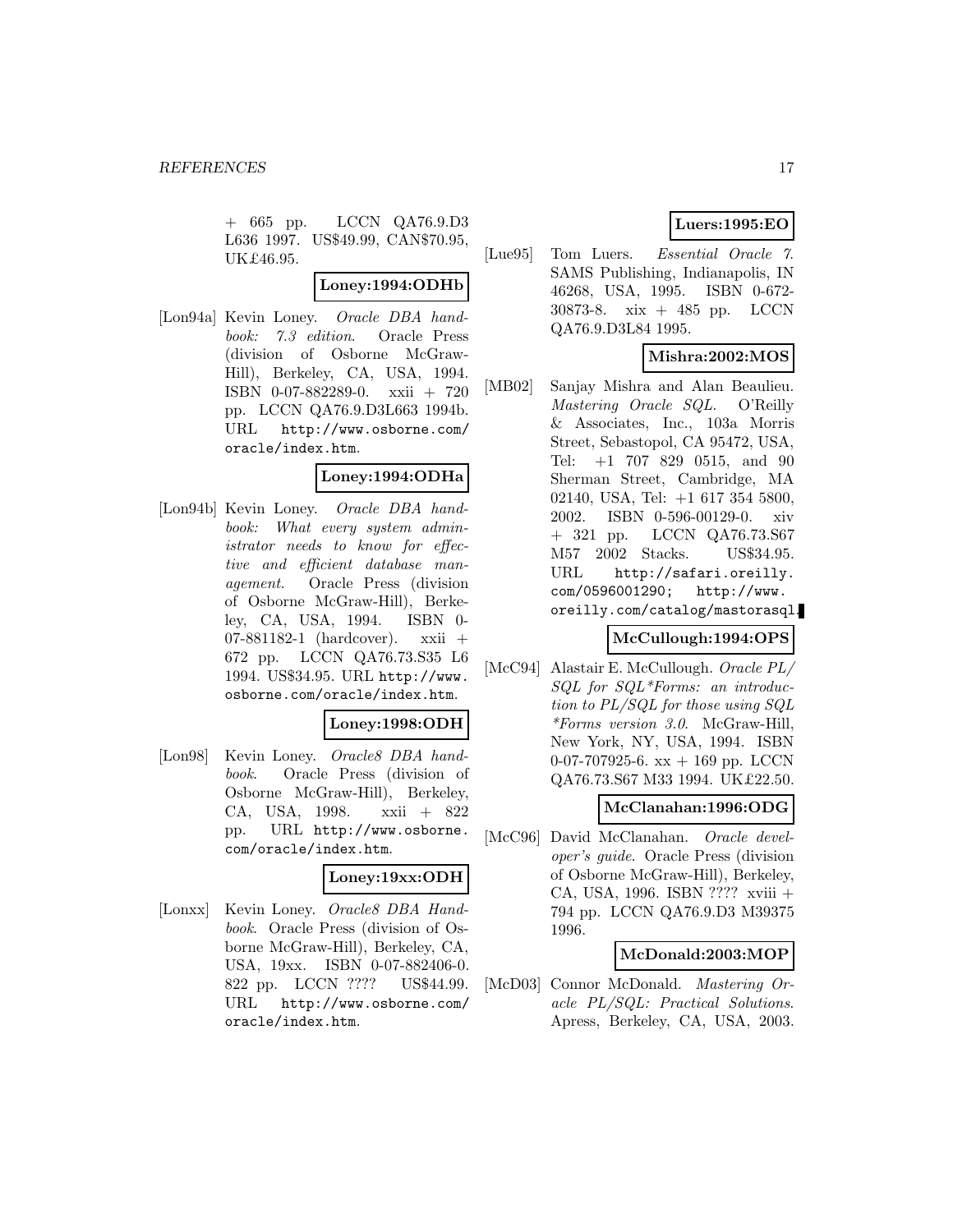+ 665 pp. LCCN QA76.9.D3 L636 1997. US$49.99, CAN$70.95, UK£46.95.

**Loney:1994:ODHb**

[Lon94a] Kevin Loney. *Oracle DBA handbook: 7.3 edition*. Oracle Press (division of Osborne McGraw-Hill), Berkeley, CA, USA, 1994. ISBN 0-07-882289-0. xxii + 720 pp. LCCN QA76.9.D3L663 1994b. URL http://www.osborne.com/oracle/index.htm.

**Loney:1994:ODHa**

[Lon94b] Kevin Loney. *Oracle DBA handbook: What every system administrator needs to know for effective and efficient database management*. Oracle Press (division of Osborne McGraw-Hill), Berkeley, CA, USA, 1994. ISBN 0-07-881182-1 (hardcover). xxii + 672 pp. LCCN QA76.73.S35 L6 1994. US$34.95. URL http://www.osborne.com/oracle/index.htm.

**Loney:1998:ODH**

[Lon98] Kevin Loney. *Oracle8 DBA handbook*. Oracle Press (division of Osborne McGraw-Hill), Berkeley, CA, USA, 1998. xxii + 822 pp. URL http://www.osborne.com/oracle/index.htm.

**Loney:19xx:ODH**

[Lonxx] Kevin Loney. *Oracle8 DBA Handbook*. Oracle Press (division of Osborne McGraw-Hill), Berkeley, CA, USA, 19xx. ISBN 0-07-882406-0. 822 pp. LCCN ???? US$44.99. URL http://www.osborne.com/oracle/index.htm.

**Luers:1995:EO**

[Lue95] Tom Luers. *Essential Oracle 7*. SAMS Publishing, Indianapolis, IN 46268, USA, 1995. ISBN 0-672-30873-8. xix + 485 pp. LCCN QA76.9.D3L84 1995.

**Mishra:2002:MOS**

[MB02] Sanjay Mishra and Alan Beaulieu. *Mastering Oracle SQL*. O'Reilly & Associates, Inc., 103a Morris Street, Sebastopol, CA 95472, USA, Tel: +1 707 829 0515, and 90 Sherman Street, Cambridge, MA 02140, USA, Tel: +1 617 354 5800, 2002. ISBN 0-596-00129-0. xiv + 321 pp. LCCN QA76.73.S67 M57 2002 Stacks. US$34.95. URL http://safari.oreilly.com/0596001290; http://www.oreilly.com/catalog/mastorasql.

**McCullough:1994:OPS**

[McC94] Alastair E. McCullough. *Oracle PL/SQL for SQL*Forms: an introduction to PL/SQL for those using SQL *Forms version 3.0*. McGraw-Hill, New York, NY, USA, 1994. ISBN 0-07-707925-6. xx + 169 pp. LCCN QA76.73.S67 M33 1994. UK£22.50.

**McClanahan:1996:ODG**

[McC96] David McClanahan. *Oracle developer's guide*. Oracle Press (division of Osborne McGraw-Hill), Berkeley, CA, USA, 1996. ISBN ???? xviii + 794 pp. LCCN QA76.9.D3 M39375 1996.

**McDonald:2003:MOP**

[McD03] Connor McDonald. *Mastering Oracle PL/SQL: Practical Solutions*. Apress, Berkeley, CA, USA, 2003.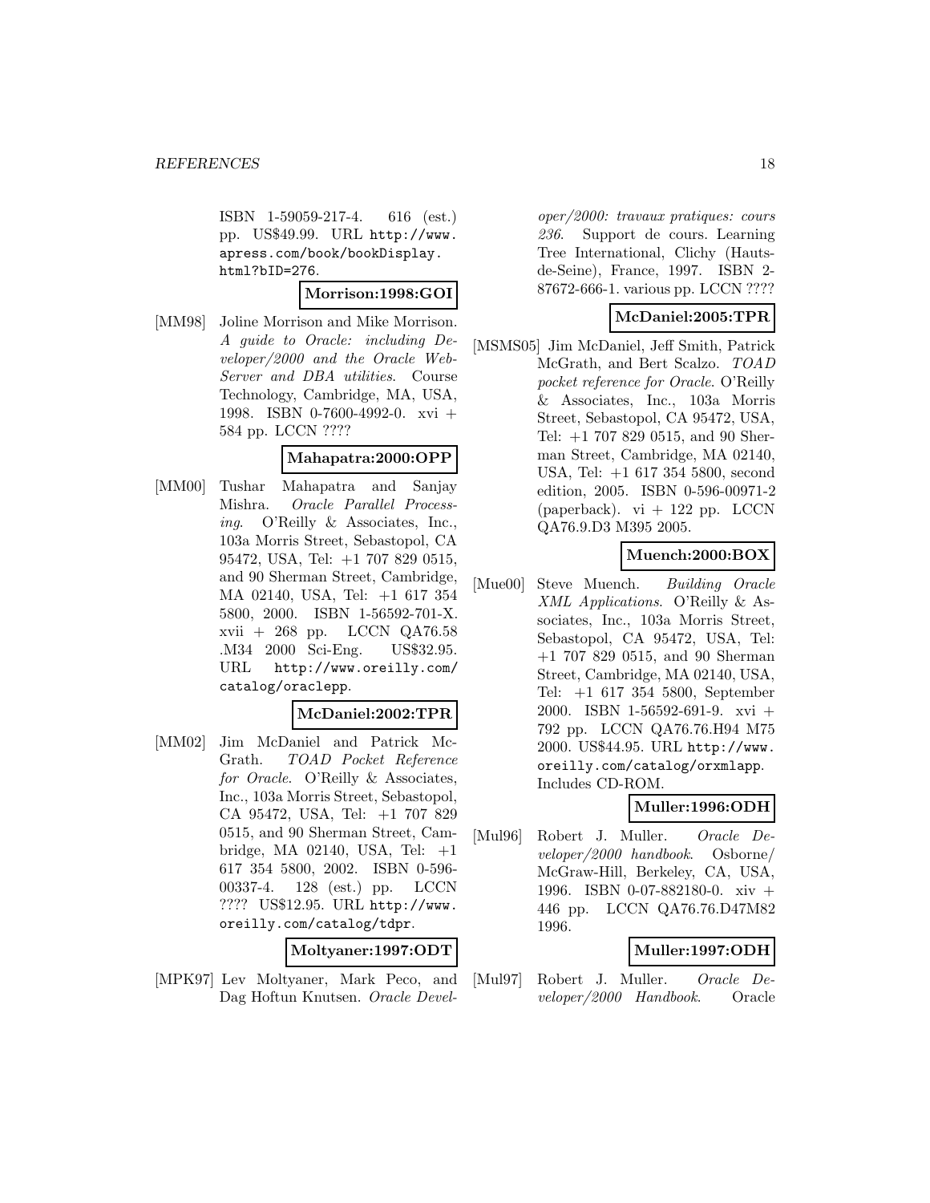ISBN 1-59059-217-4. 616 (est.) pp. US$49.99. URL http://www.apress.com/book/bookDisplay.html?bID=276.

**Morrison:1998:GOI**

[MM98] Joline Morrison and Mike Morrison. *A guide to Oracle: including Developer/2000 and the Oracle WebServer and DBA utilities*. Course Technology, Cambridge, MA, USA, 1998. ISBN 0-7600-4992-0. xvi + 584 pp. LCCN ????

**Mahapatra:2000:OPP**

[MM00] Tushar Mahapatra and Sanjay Mishra. *Oracle Parallel Processing*. O'Reilly & Associates, Inc., 103a Morris Street, Sebastopol, CA 95472, USA, Tel: +1 707 829 0515, and 90 Sherman Street, Cambridge, MA 02140, USA, Tel: +1 617 354 5800, 2000. ISBN 1-56592-701-X. xvii + 268 pp. LCCN QA76.58 .M34 2000 Sci-Eng. US$32.95. URL http://www.oreilly.com/catalog/oraclepp.

**McDaniel:2002:TPR**

[MM02] Jim McDaniel and Patrick McGrath. *TOAD Pocket Reference for Oracle*. O'Reilly & Associates, Inc., 103a Morris Street, Sebastopol, CA 95472, USA, Tel: +1 707 829 0515, and 90 Sherman Street, Cambridge, MA 02140, USA, Tel: +1 617 354 5800, 2002. ISBN 0-596-00337-4. 128 (est.) pp. LCCN ???? US$12.95. URL http://www.oreilly.com/catalog/tdpr.

**Moltyaner:1997:ODT**

[MPK97] Lev Moltyaner, Mark Peco, and Dag Hoftun Knutsen. *Oracle Developer/2000: travaux pratiques: cours 236*. Support de cours. Learning Tree International, Clichy (Hauts-de-Seine), France, 1997. ISBN 2-87672-666-1. various pp. LCCN ????

**McDaniel:2005:TPR**

[MSMS05] Jim McDaniel, Jeff Smith, Patrick McGrath, and Bert Scalzo. *TOAD pocket reference for Oracle*. O'Reilly & Associates, Inc., 103a Morris Street, Sebastopol, CA 95472, USA, Tel: +1 707 829 0515, and 90 Sherman Street, Cambridge, MA 02140, USA, Tel: +1 617 354 5800, second edition, 2005. ISBN 0-596-00971-2 (paperback). vi + 122 pp. LCCN QA76.9.D3 M395 2005.

**Muench:2000:BOX**

[Mue00] Steve Muench. *Building Oracle XML Applications*. O'Reilly & Associates, Inc., 103a Morris Street, Sebastopol, CA 95472, USA, Tel: +1 707 829 0515, and 90 Sherman Street, Cambridge, MA 02140, USA, Tel: +1 617 354 5800, September 2000. ISBN 1-56592-691-9. xvi + 792 pp. LCCN QA76.76.H94 M75 2000. US$44.95. URL http://www.oreilly.com/catalog/orxmlapp. Includes CD-ROM.

**Muller:1996:ODH**

[Mul96] Robert J. Muller. *Oracle Developer/2000 handbook*. Osborne/McGraw-Hill, Berkeley, CA, USA, 1996. ISBN 0-07-882180-0. xiv + 446 pp. LCCN QA76.76.D47M82 1996.

**Muller:1997:ODH**

[Mul97] Robert J. Muller. *Oracle Developer/2000 Handbook*. Oracle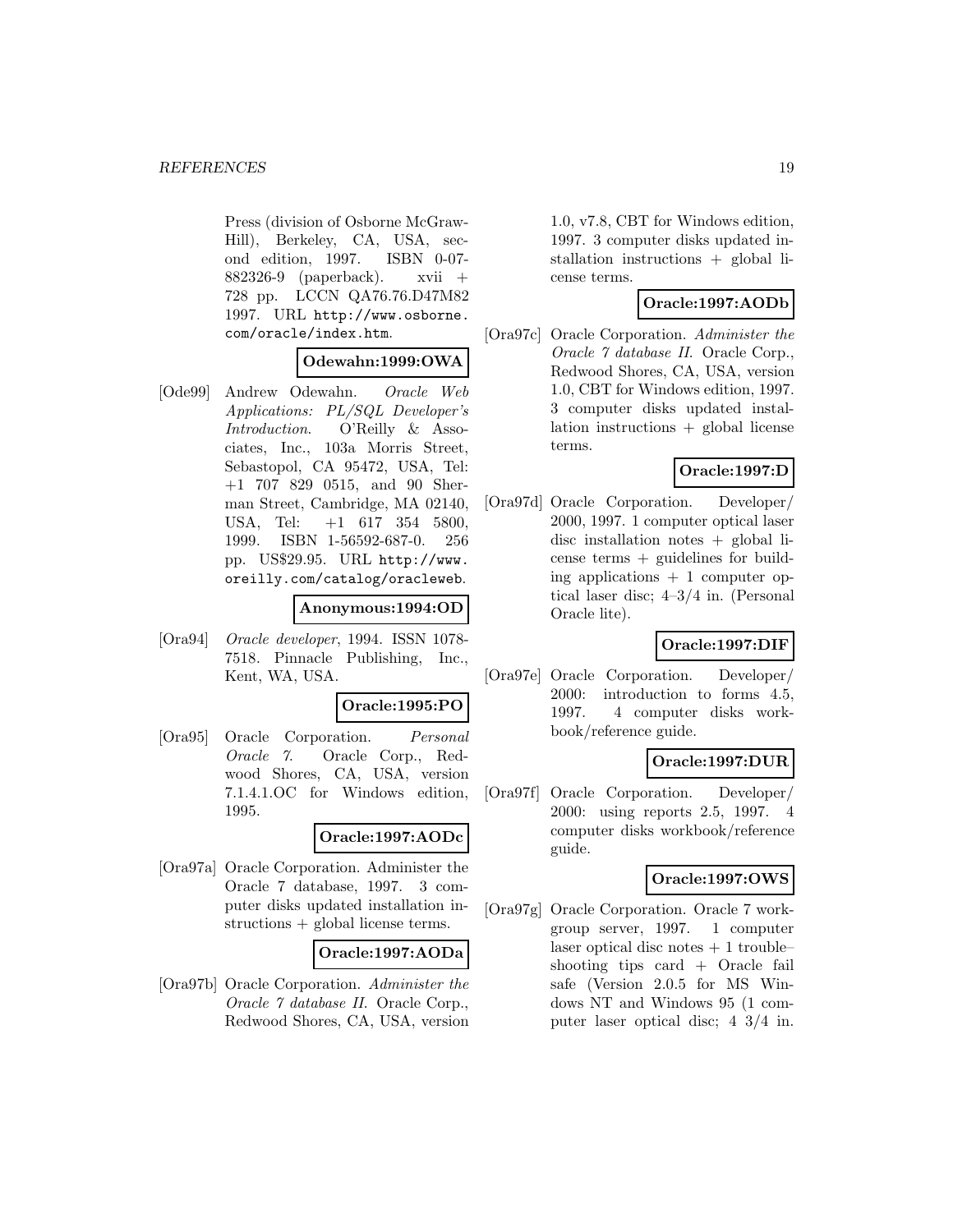Press (division of Osborne McGraw-Hill), Berkeley, CA, USA, second edition, 1997. ISBN 0-07-882326-9 (paperback). xvii + 728 pp. LCCN QA76.76.D47M82 1997. URL http://www.osborne.com/oracle/index.htm.

**Odewahn:1999:OWA**

[Ode99] Andrew Odewahn. *Oracle Web Applications: PL/SQL Developer's Introduction*. O'Reilly & Associates, Inc., 103a Morris Street, Sebastopol, CA 95472, USA, Tel: +1 707 829 0515, and 90 Sherman Street, Cambridge, MA 02140, USA, Tel: +1 617 354 5800, 1999. ISBN 1-56592-687-0. 256 pp. US$29.95. URL http://www.oreilly.com/catalog/oracleweb.

**Anonymous:1994:OD**

[Ora94] *Oracle developer*, 1994. ISSN 1078-7518. Pinnacle Publishing, Inc., Kent, WA, USA.

**Oracle:1995:PO**

[Ora95] Oracle Corporation. *Personal Oracle 7*. Oracle Corp., Redwood Shores, CA, USA, version 7.1.4.1.OC for Windows edition, 1995.

**Oracle:1997:AODc**

[Ora97a] Oracle Corporation. Administer the Oracle 7 database, 1997. 3 computer disks updated installation instructions + global license terms.

**Oracle:1997:AODa**

[Ora97b] Oracle Corporation. *Administer the Oracle 7 database II*. Oracle Corp., Redwood Shores, CA, USA, version 1.0, v7.8, CBT for Windows edition, 1997. 3 computer disks updated installation instructions + global license terms.

**Oracle:1997:AODb**

[Ora97c] Oracle Corporation. *Administer the Oracle 7 database II*. Oracle Corp., Redwood Shores, CA, USA, version 1.0, CBT for Windows edition, 1997. 3 computer disks updated installation instructions + global license terms.

**Oracle:1997:D**

[Ora97d] Oracle Corporation. Developer/2000, 1997. 1 computer optical laser disc installation notes + global license terms + guidelines for building applications + 1 computer optical laser disc; 4–3/4 in. (Personal Oracle lite).

**Oracle:1997:DIF**

[Ora97e] Oracle Corporation. Developer/2000: introduction to forms 4.5, 1997. 4 computer disks workbook/reference guide.

**Oracle:1997:DUR**

[Ora97f] Oracle Corporation. Developer/2000: using reports 2.5, 1997. 4 computer disks workbook/reference guide.

**Oracle:1997:OWS**

[Ora97g] Oracle Corporation. Oracle 7 workgroup server, 1997. 1 computer laser optical disc notes + 1 trouble–shooting tips card + Oracle fail safe (Version 2.0.5 for MS Windows NT and Windows 95 (1 computer laser optical disc; 4 3/4 in.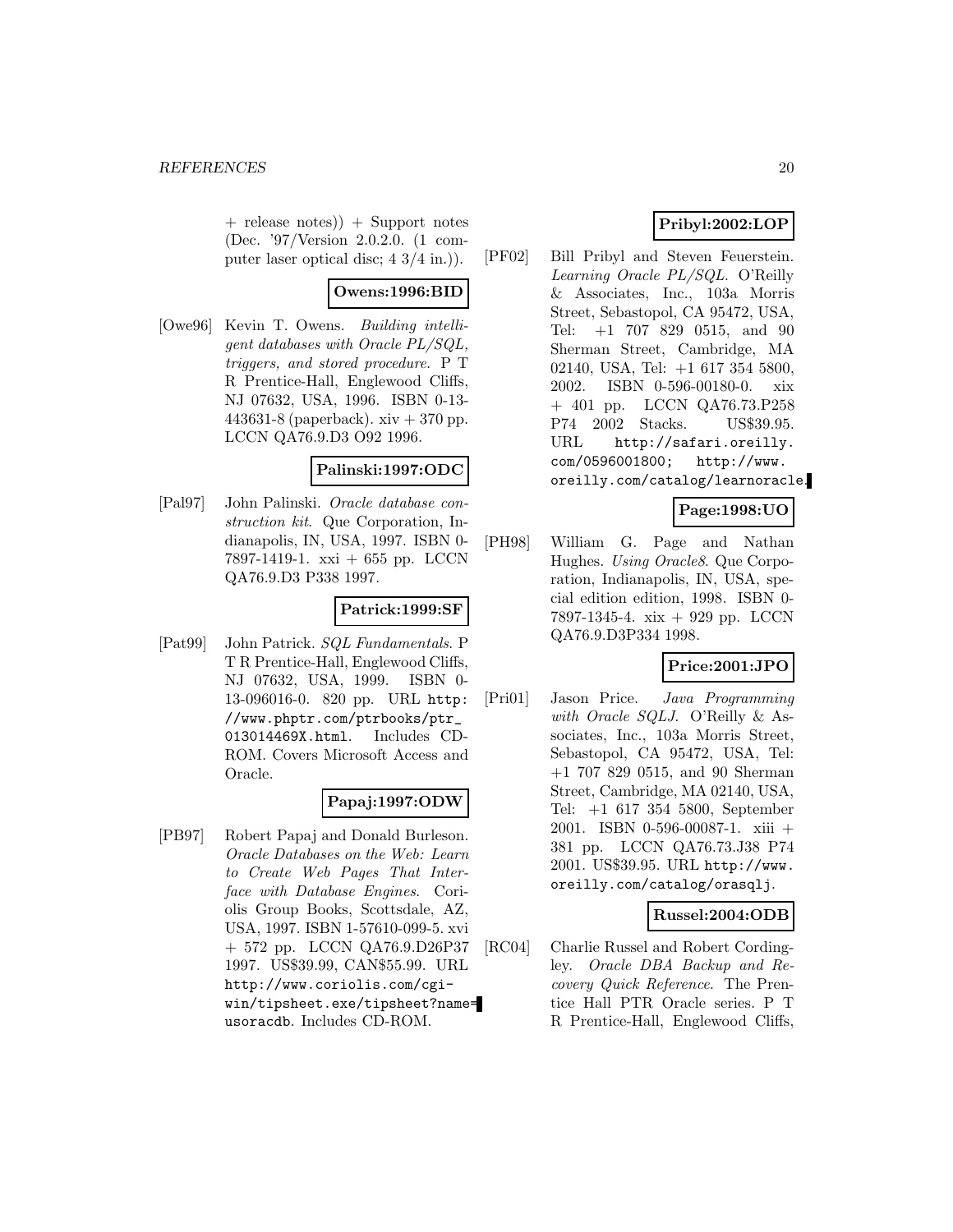+ release notes)) + Support notes (Dec. '97/Version 2.0.2.0. (1 computer laser optical disc; 4 3/4 in.)).

**Owens:1996:BID**

[Owe96] Kevin T. Owens. *Building intelligent databases with Oracle PL/SQL, triggers, and stored procedure*. P T R Prentice-Hall, Englewood Cliffs, NJ 07632, USA, 1996. ISBN 0-13-443631-8 (paperback). xiv + 370 pp. LCCN QA76.9.D3 O92 1996.

**Palinski:1997:ODC**

[Pal97] John Palinski. *Oracle database construction kit*. Que Corporation, Indianapolis, IN, USA, 1997. ISBN 0-7897-1419-1. xxi + 655 pp. LCCN QA76.9.D3 P338 1997.

**Patrick:1999:SF**

[Pat99] John Patrick. *SQL Fundamentals*. P T R Prentice-Hall, Englewood Cliffs, NJ 07632, USA, 1999. ISBN 0-13-096016-0. 820 pp. URL http://www.phptr.com/ptrbooks/ptr_013014469X.html. Includes CD-ROM. Covers Microsoft Access and Oracle.

**Papaj:1997:ODW**

[PB97] Robert Papaj and Donald Burleson. *Oracle Databases on the Web: Learn to Create Web Pages That Interface with Database Engines*. Coriolis Group Books, Scottsdale, AZ, USA, 1997. ISBN 1-57610-099-5. xvi + 572 pp. LCCN QA76.9.D26P37 1997. US$39.99, CAN$55.99. URL http://www.coriolis.com/cgi-win/tipsheet.exe/tipsheet?name=usoracdb. Includes CD-ROM.

**Pribyl:2002:LOP**

[PF02] Bill Pribyl and Steven Feuerstein. *Learning Oracle PL/SQL*. O'Reilly & Associates, Inc., 103a Morris Street, Sebastopol, CA 95472, USA, Tel: +1 707 829 0515, and 90 Sherman Street, Cambridge, MA 02140, USA, Tel: +1 617 354 5800, 2002. ISBN 0-596-00180-0. xix + 401 pp. LCCN QA76.73.P258 P74 2002 Stacks. US$39.95. URL http://safari.oreilly.com/0596001800; http://www.oreilly.com/catalog/learnoracle.

**Page:1998:UO**

[PH98] William G. Page and Nathan Hughes. *Using Oracle8*. Que Corporation, Indianapolis, IN, USA, special edition edition, 1998. ISBN 0-7897-1345-4. xix + 929 pp. LCCN QA76.9.D3P334 1998.

**Price:2001:JPO**

[Pri01] Jason Price. *Java Programming with Oracle SQLJ*. O'Reilly & Associates, Inc., 103a Morris Street, Sebastopol, CA 95472, USA, Tel: +1 707 829 0515, and 90 Sherman Street, Cambridge, MA 02140, USA, Tel: +1 617 354 5800, September 2001. ISBN 0-596-00087-1. xiii + 381 pp. LCCN QA76.73.J38 P74 2001. US$39.95. URL http://www.oreilly.com/catalog/orasqlj.

**Russel:2004:ODB**

[RC04] Charlie Russel and Robert Cordingley. *Oracle DBA Backup and Recovery Quick Reference*. The Prentice Hall PTR Oracle series. P T R Prentice-Hall, Englewood Cliffs,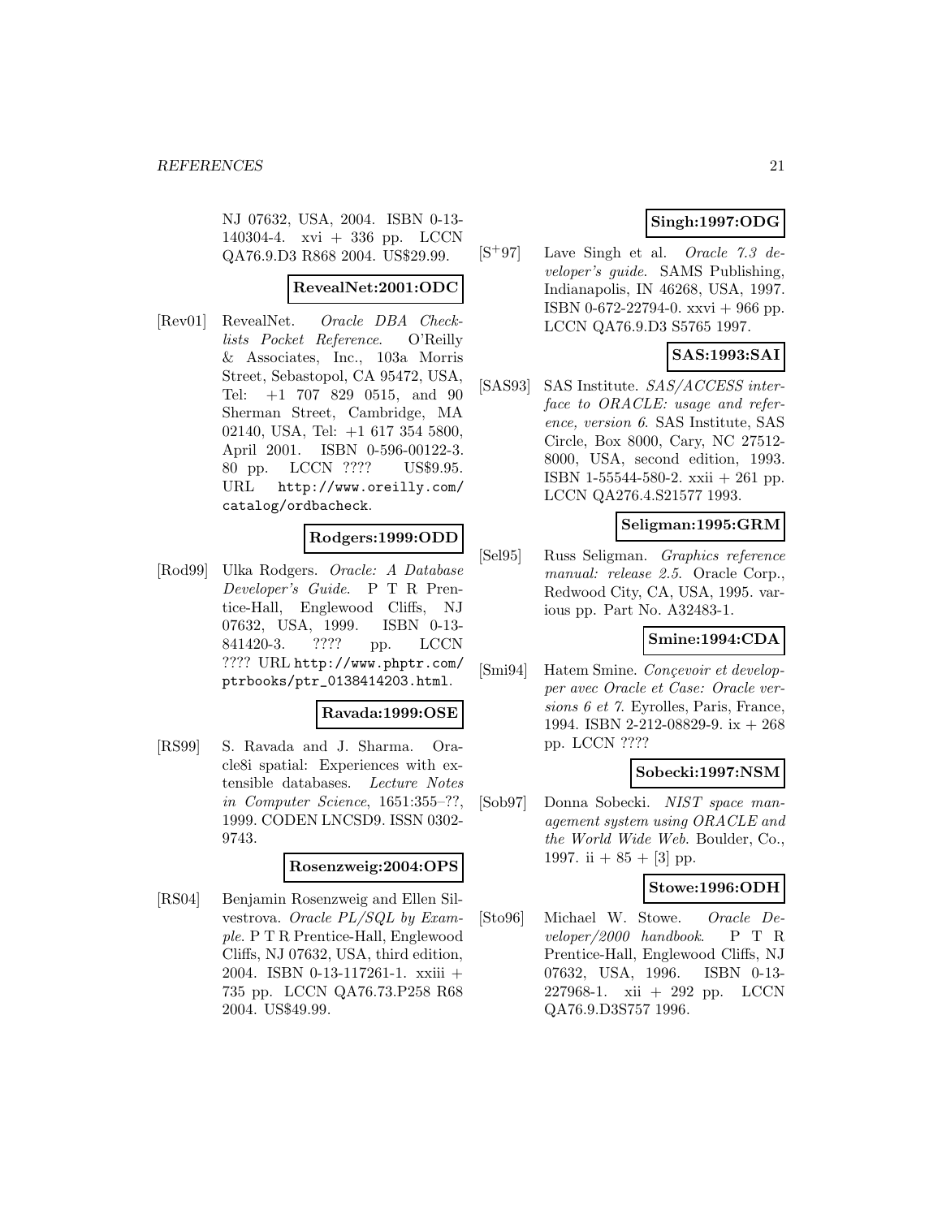NJ 07632, USA, 2004. ISBN 0-13-140304-4. xvi + 336 pp. LCCN QA76.9.D3 R868 2004. US$29.99.

**RevealNet:2001:ODC**

[Rev01] RevealNet. *Oracle DBA Checklists Pocket Reference*. O'Reilly & Associates, Inc., 103a Morris Street, Sebastopol, CA 95472, USA, Tel: +1 707 829 0515, and 90 Sherman Street, Cambridge, MA 02140, USA, Tel: +1 617 354 5800, April 2001. ISBN 0-596-00122-3. 80 pp. LCCN ???? US$9.95. URL http://www.oreilly.com/catalog/ordbacheck.

**Rodgers:1999:ODD**

[Rod99] Ulka Rodgers. *Oracle: A Database Developer's Guide*. P T R Prentice-Hall, Englewood Cliffs, NJ 07632, USA, 1999. ISBN 0-13-841420-3. ???? pp. LCCN ???? URL http://www.phptr.com/ptrbooks/ptr_0138414203.html.

**Ravada:1999:OSE**

[RS99] S. Ravada and J. Sharma. Oracle8i spatial: Experiences with extensible databases. *Lecture Notes in Computer Science*, 1651:355–??, 1999. CODEN LNCSD9. ISSN 0302-9743.

**Rosenzweig:2004:OPS**

[RS04] Benjamin Rosenzweig and Ellen Silvestrova. *Oracle PL/SQL by Example*. P T R Prentice-Hall, Englewood Cliffs, NJ 07632, USA, third edition, 2004. ISBN 0-13-117261-1. xxiii + 735 pp. LCCN QA76.73.P258 R68 2004. US$49.99.

**Singh:1997:ODG**

[S+97] Lave Singh et al. *Oracle 7.3 developer's guide*. SAMS Publishing, Indianapolis, IN 46268, USA, 1997. ISBN 0-672-22794-0. xxvi + 966 pp. LCCN QA76.9.D3 S5765 1997.

**SAS:1993:SAI**

[SAS93] SAS Institute. *SAS/ACCESS interface to ORACLE: usage and reference, version 6*. SAS Institute, SAS Circle, Box 8000, Cary, NC 27512-8000, USA, second edition, 1993. ISBN 1-55544-580-2. xxii + 261 pp. LCCN QA276.4.S21577 1993.

**Seligman:1995:GRM**

[Sel95] Russ Seligman. *Graphics reference manual: release 2.5*. Oracle Corp., Redwood City, CA, USA, 1995. various pp. Part No. A32483-1.

**Smine:1994:CDA**

[Smi94] Hatem Smine. *Concevoir et developper avec Oracle et Case: Oracle versions 6 et 7*. Eyrolles, Paris, France, 1994. ISBN 2-212-08829-9. ix + 268 pp. LCCN ????

**Sobecki:1997:NSM**

[Sob97] Donna Sobecki. *NIST space management system using ORACLE and the World Wide Web*. Boulder, Co., 1997. ii + 85 + [3] pp.

**Stowe:1996:ODH**

[Sto96] Michael W. Stowe. *Oracle Developer/2000 handbook*. P T R Prentice-Hall, Englewood Cliffs, NJ 07632, USA, 1996. ISBN 0-13-227968-1. xii + 292 pp. LCCN QA76.9.D3S757 1996.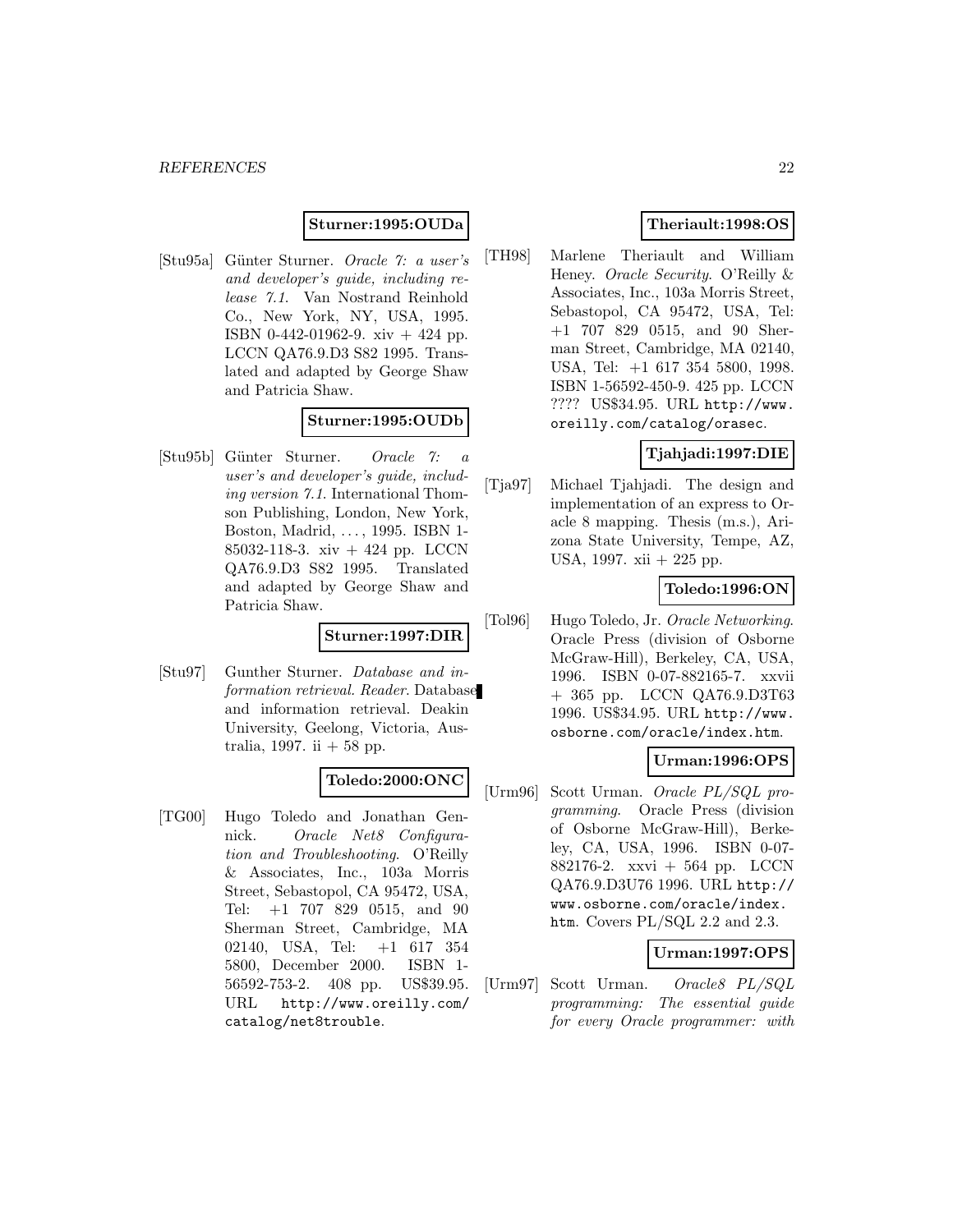**Sturner:1995:OUDa**

[Stu95a] Günter Sturner. *Oracle 7: a user's and developer's guide, including release 7.1*. Van Nostrand Reinhold Co., New York, NY, USA, 1995. ISBN 0-442-01962-9. xiv + 424 pp. LCCN QA76.9.D3 S82 1995. Translated and adapted by George Shaw and Patricia Shaw.

**Sturner:1995:OUDb**

[Stu95b] Günter Sturner. *Oracle 7: a user's and developer's guide, including version 7.1*. International Thomson Publishing, London, New York, Boston, Madrid, ..., 1995. ISBN 1-85032-118-3. xiv + 424 pp. LCCN QA76.9.D3 S82 1995. Translated and adapted by George Shaw and Patricia Shaw.

**Sturner:1997:DIR**

[Stu97] Gunther Sturner. *Database and information retrieval. Reader*. Database and information retrieval. Deakin University, Geelong, Victoria, Australia, 1997. ii + 58 pp.

**Toledo:2000:ONC**

[TG00] Hugo Toledo and Jonathan Gennick. *Oracle Net8 Configuration and Troubleshooting*. O'Reilly & Associates, Inc., 103a Morris Street, Sebastopol, CA 95472, USA, Tel: +1 707 829 0515, and 90 Sherman Street, Cambridge, MA 02140, USA, Tel: +1 617 354 5800, December 2000. ISBN 1-56592-753-2. 408 pp. US$39.95. URL http://www.oreilly.com/catalog/net8trouble.

**Theriault:1998:OS**

[TH98] Marlene Theriault and William Heney. *Oracle Security*. O'Reilly & Associates, Inc., 103a Morris Street, Sebastopol, CA 95472, USA, Tel: +1 707 829 0515, and 90 Sherman Street, Cambridge, MA 02140, USA, Tel: +1 617 354 5800, 1998. ISBN 1-56592-450-9. 425 pp. LCCN ???? US$34.95. URL http://www.oreilly.com/catalog/orasec.

**Tjahjadi:1997:DIE**

[Tja97] Michael Tjahjadi. The design and implementation of an express to Oracle 8 mapping. Thesis (m.s.), Arizona State University, Tempe, AZ, USA, 1997. xii + 225 pp.

**Toledo:1996:ON**

[Tol96] Hugo Toledo, Jr. *Oracle Networking*. Oracle Press (division of Osborne McGraw-Hill), Berkeley, CA, USA, 1996. ISBN 0-07-882165-7. xxvii + 365 pp. LCCN QA76.9.D3T63 1996. US$34.95. URL http://www.osborne.com/oracle/index.htm.

**Urman:1996:OPS**

[Urm96] Scott Urman. *Oracle PL/SQL programming*. Oracle Press (division of Osborne McGraw-Hill), Berkeley, CA, USA, 1996. ISBN 0-07-882176-2. xxvi + 564 pp. LCCN QA76.9.D3U76 1996. URL http://www.osborne.com/oracle/index.htm. Covers PL/SQL 2.2 and 2.3.

**Urman:1997:OPS**

[Urm97] Scott Urman. *Oracle8 PL/SQL programming: The essential guide for every Oracle programmer: with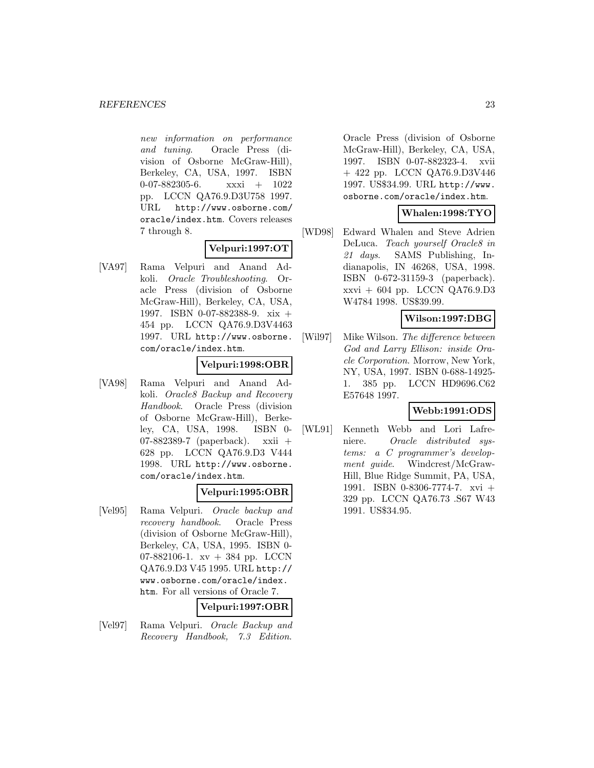*new information on performance and tuning*. Oracle Press (division of Osborne McGraw-Hill), Berkeley, CA, USA, 1997. ISBN 0-07-882305-6. xxxi + 1022 pp. LCCN QA76.9.D3U758 1997. URL http://www.osborne.com/oracle/index.htm. Covers releases 7 through 8.

**Velpuri:1997:OT**

[VA97] Rama Velpuri and Anand Adkoli. *Oracle Troubleshooting*. Oracle Press (division of Osborne McGraw-Hill), Berkeley, CA, USA, 1997. ISBN 0-07-882388-9. xix + 454 pp. LCCN QA76.9.D3V4463 1997. URL http://www.osborne.com/oracle/index.htm.

**Velpuri:1998:OBR**

[VA98] Rama Velpuri and Anand Adkoli. *Oracle8 Backup and Recovery Handbook*. Oracle Press (division of Osborne McGraw-Hill), Berkeley, CA, USA, 1998. ISBN 0-07-882389-7 (paperback). xxii + 628 pp. LCCN QA76.9.D3 V444 1998. URL http://www.osborne.com/oracle/index.htm.

**Velpuri:1995:OBR**

[Vel95] Rama Velpuri. *Oracle backup and recovery handbook*. Oracle Press (division of Osborne McGraw-Hill), Berkeley, CA, USA, 1995. ISBN 0-07-882106-1. xv + 384 pp. LCCN QA76.9.D3 V45 1995. URL http://www.osborne.com/oracle/index.htm. For all versions of Oracle 7.

**Velpuri:1997:OBR**

[Vel97] Rama Velpuri. *Oracle Backup and Recovery Handbook, 7.3 Edition*. Oracle Press (division of Osborne McGraw-Hill), Berkeley, CA, USA, 1997. ISBN 0-07-882323-4. xvii + 422 pp. LCCN QA76.9.D3V446 1997. US$34.99. URL http://www.osborne.com/oracle/index.htm.

**Whalen:1998:TYO**

[WD98] Edward Whalen and Steve Adrien DeLuca. *Teach yourself Oracle8 in 21 days*. SAMS Publishing, Indianapolis, IN 46268, USA, 1998. ISBN 0-672-31159-3 (paperback). xxvi + 604 pp. LCCN QA76.9.D3 W4784 1998. US$39.99.

**Wilson:1997:DBG**

[Wil97] Mike Wilson. *The difference between God and Larry Ellison: inside Oracle Corporation*. Morrow, New York, NY, USA, 1997. ISBN 0-688-14925-1. 385 pp. LCCN HD9696.C62 E57648 1997.

**Webb:1991:ODS**

[WL91] Kenneth Webb and Lori Lafreniere. *Oracle distributed systems: a C programmer's development guide*. Windcrest/McGraw-Hill, Blue Ridge Summit, PA, USA, 1991. ISBN 0-8306-7774-7. xvi + 329 pp. LCCN QA76.73 .S67 W43 1991. US$34.95.